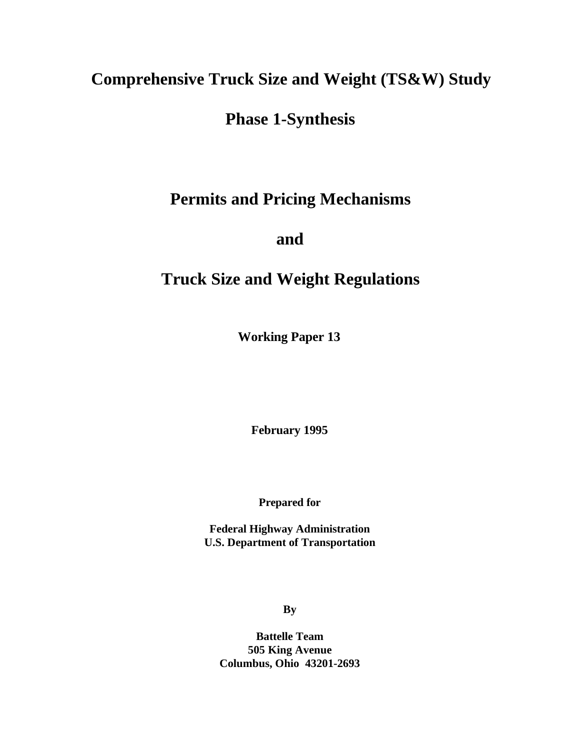# Comprehensive Truck Size and Weight (TS&W) Study

# Phase 1-Synthesis

## Permits and Pricing Mechanisms

## and

## Truck Size and Weight Regulations

**Working Paper 13**

**February 1995**

**Prepared for**

**Federal Highway Administration**
**U.S. Department of Transportation**

**By**

**Battelle Team**
**505 King Avenue**
**Columbus, Ohio 43201-2693**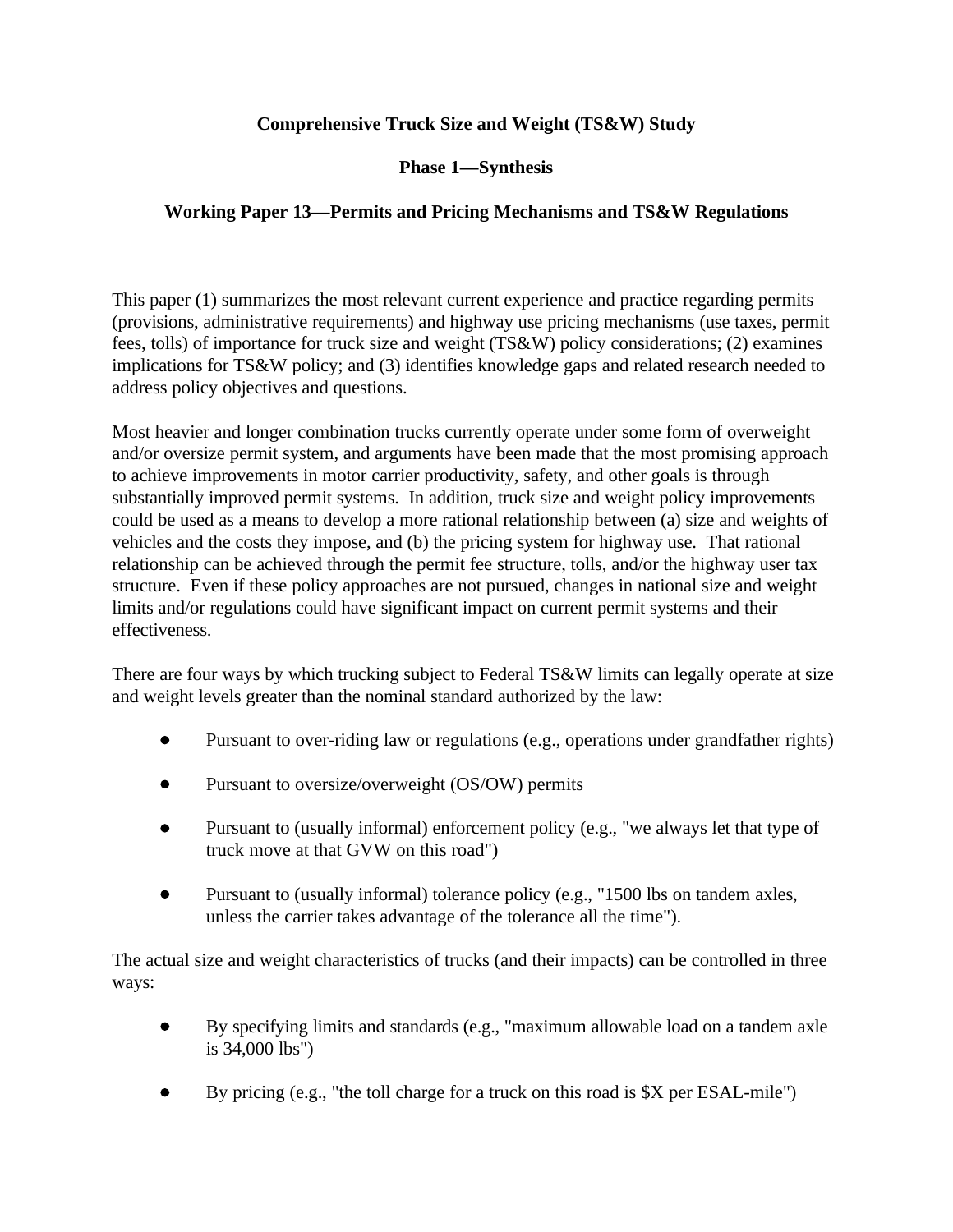**Comprehensive Truck Size and Weight (TS&W) Study**

**Phase 1—Synthesis**

**Working Paper 13—Permits and Pricing Mechanisms and TS&W Regulations**

This paper (1) summarizes the most relevant current experience and practice regarding permits (provisions, administrative requirements) and highway use pricing mechanisms (use taxes, permit fees, tolls) of importance for truck size and weight (TS&W) policy considerations; (2) examines implications for TS&W policy; and (3) identifies knowledge gaps and related research needed to address policy objectives and questions.

Most heavier and longer combination trucks currently operate under some form of overweight and/or oversize permit system, and arguments have been made that the most promising approach to achieve improvements in motor carrier productivity, safety, and other goals is through substantially improved permit systems. In addition, truck size and weight policy improvements could be used as a means to develop a more rational relationship between (a) size and weights of vehicles and the costs they impose, and (b) the pricing system for highway use. That rational relationship can be achieved through the permit fee structure, tolls, and/or the highway user tax structure. Even if these policy approaches are not pursued, changes in national size and weight limits and/or regulations could have significant impact on current permit systems and their effectiveness.

There are four ways by which trucking subject to Federal TS&W limits can legally operate at size and weight levels greater than the nominal standard authorized by the law:

- Pursuant to over-riding law or regulations (e.g., operations under grandfather rights)
- Pursuant to oversize/overweight (OS/OW) permits
- Pursuant to (usually informal) enforcement policy (e.g., "we always let that type of truck move at that GVW on this road")
- Pursuant to (usually informal) tolerance policy (e.g., "1500 lbs on tandem axles, unless the carrier takes advantage of the tolerance all the time").

The actual size and weight characteristics of trucks (and their impacts) can be controlled in three ways:

- By specifying limits and standards (e.g., "maximum allowable load on a tandem axle is 34,000 lbs")
- By pricing (e.g., "the toll charge for a truck on this road is $X per ESAL-mile")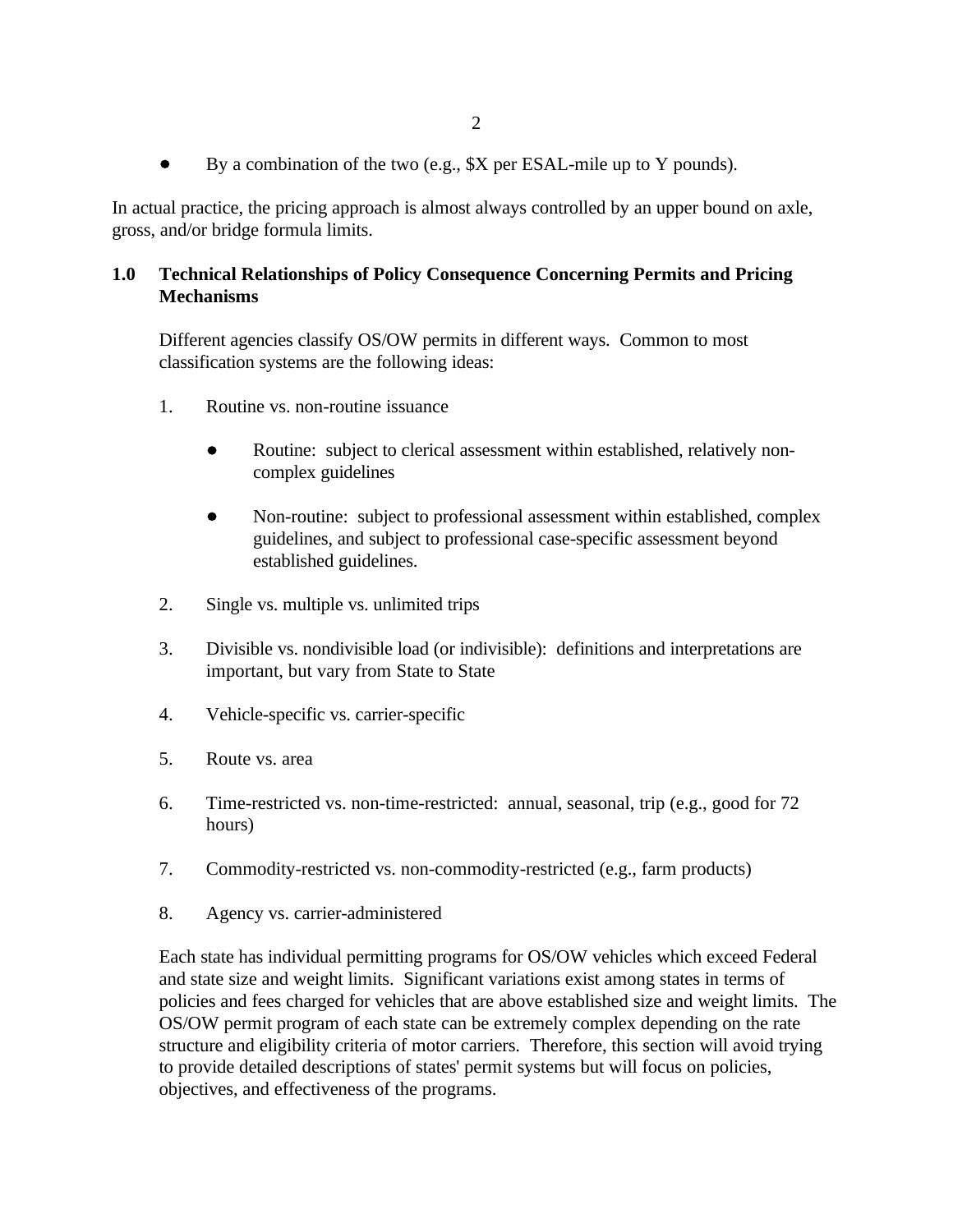- By a combination of the two (e.g., $X per ESAL-mile up to Y pounds).

In actual practice, the pricing approach is almost always controlled by an upper bound on axle, gross, and/or bridge formula limits.

## 1.0 Technical Relationships of Policy Consequence Concerning Permits and Pricing Mechanisms

Different agencies classify OS/OW permits in different ways. Common to most classification systems are the following ideas:

1. Routine vs. non-routine issuance
   - Routine: subject to clerical assessment within established, relatively non-complex guidelines
   - Non-routine: subject to professional assessment within established, complex guidelines, and subject to professional case-specific assessment beyond established guidelines.
2. Single vs. multiple vs. unlimited trips
3. Divisible vs. nondivisible load (or indivisible): definitions and interpretations are important, but vary from State to State
4. Vehicle-specific vs. carrier-specific
5. Route vs. area
6. Time-restricted vs. non-time-restricted: annual, seasonal, trip (e.g., good for 72 hours)
7. Commodity-restricted vs. non-commodity-restricted (e.g., farm products)
8. Agency vs. carrier-administered

Each state has individual permitting programs for OS/OW vehicles which exceed Federal and state size and weight limits. Significant variations exist among states in terms of policies and fees charged for vehicles that are above established size and weight limits. The OS/OW permit program of each state can be extremely complex depending on the rate structure and eligibility criteria of motor carriers. Therefore, this section will avoid trying to provide detailed descriptions of states' permit systems but will focus on policies, objectives, and effectiveness of the programs.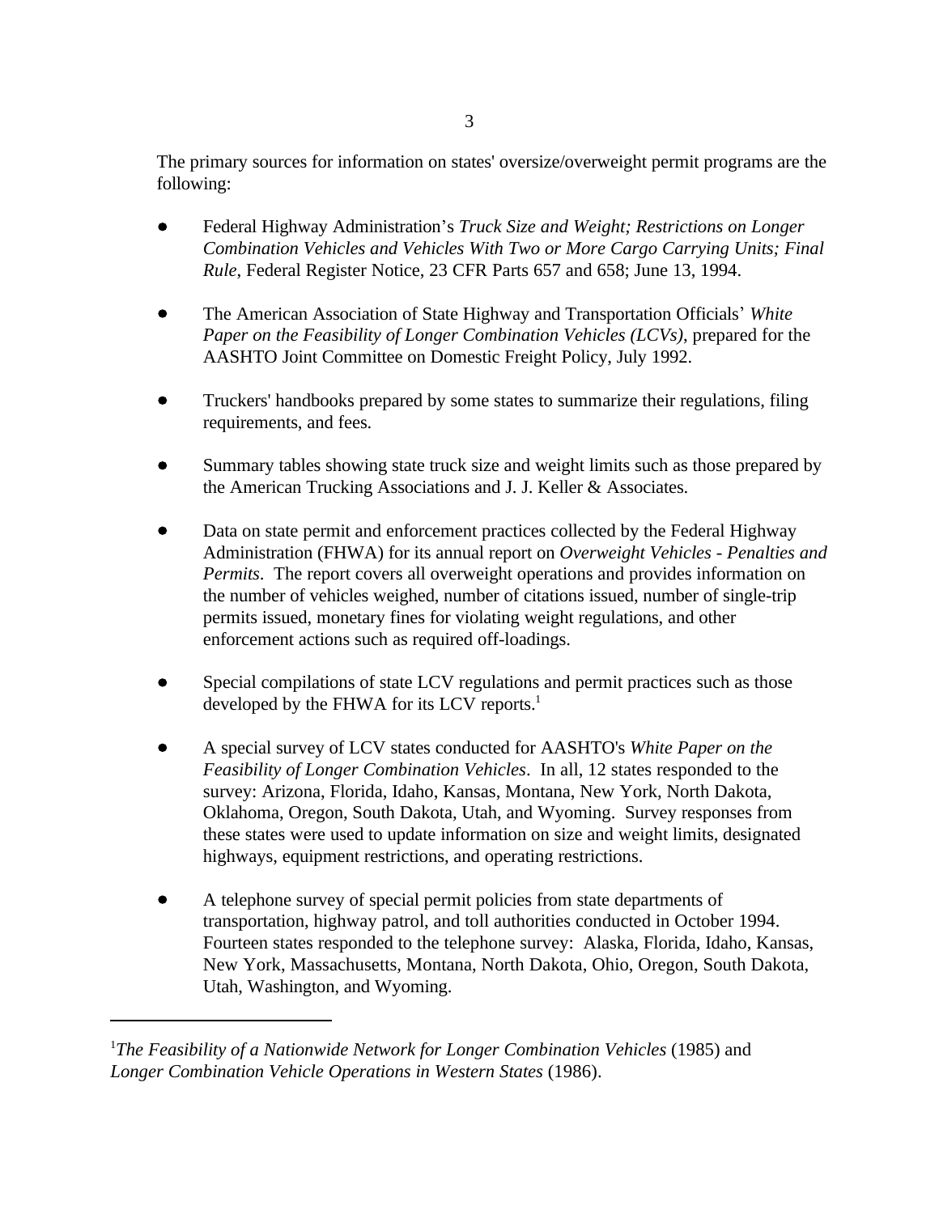The primary sources for information on states' oversize/overweight permit programs are the following:

- Federal Highway Administration's *Truck Size and Weight; Restrictions on Longer Combination Vehicles and Vehicles With Two or More Cargo Carrying Units; Final Rule*, Federal Register Notice, 23 CFR Parts 657 and 658; June 13, 1994.

- The American Association of State Highway and Transportation Officials' *White Paper on the Feasibility of Longer Combination Vehicles (LCVs)*, prepared for the AASHTO Joint Committee on Domestic Freight Policy, July 1992.

- Truckers' handbooks prepared by some states to summarize their regulations, filing requirements, and fees.

- Summary tables showing state truck size and weight limits such as those prepared by the American Trucking Associations and J. J. Keller & Associates.

- Data on state permit and enforcement practices collected by the Federal Highway Administration (FHWA) for its annual report on *Overweight Vehicles - Penalties and Permits*. The report covers all overweight operations and provides information on the number of vehicles weighed, number of citations issued, number of single-trip permits issued, monetary fines for violating weight regulations, and other enforcement actions such as required off-loadings.

- Special compilations of state LCV regulations and permit practices such as those developed by the FHWA for its LCV reports.[1]

- A special survey of LCV states conducted for AASHTO's *White Paper on the Feasibility of Longer Combination Vehicles*. In all, 12 states responded to the survey: Arizona, Florida, Idaho, Kansas, Montana, New York, North Dakota, Oklahoma, Oregon, South Dakota, Utah, and Wyoming. Survey responses from these states were used to update information on size and weight limits, designated highways, equipment restrictions, and operating restrictions.

- A telephone survey of special permit policies from state departments of transportation, highway patrol, and toll authorities conducted in October 1994. Fourteen states responded to the telephone survey: Alaska, Florida, Idaho, Kansas, New York, Massachusetts, Montana, North Dakota, Ohio, Oregon, South Dakota, Utah, Washington, and Wyoming.

---

[1] *The Feasibility of a Nationwide Network for Longer Combination Vehicles* (1985) and *Longer Combination Vehicle Operations in Western States* (1986).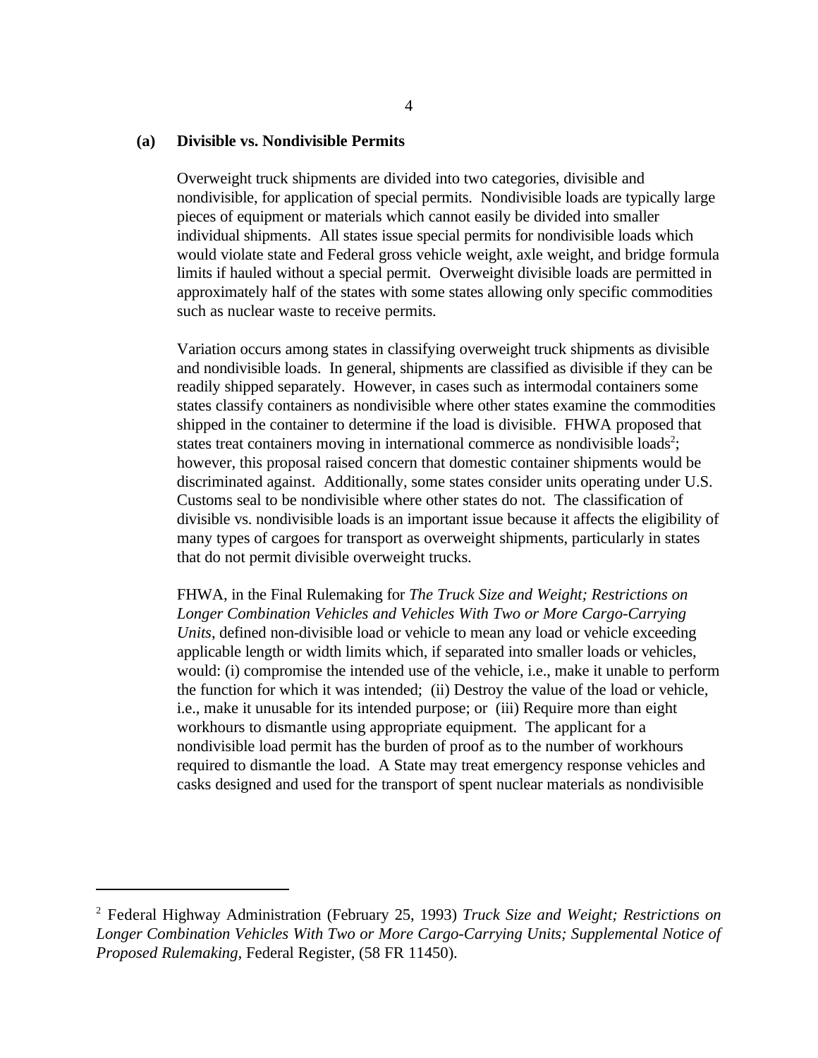### (a) Divisible vs. Nondivisible Permits

Overweight truck shipments are divided into two categories, divisible and nondivisible, for application of special permits. Nondivisible loads are typically large pieces of equipment or materials which cannot easily be divided into smaller individual shipments. All states issue special permits for nondivisible loads which would violate state and Federal gross vehicle weight, axle weight, and bridge formula limits if hauled without a special permit. Overweight divisible loads are permitted in approximately half of the states with some states allowing only specific commodities such as nuclear waste to receive permits.

Variation occurs among states in classifying overweight truck shipments as divisible and nondivisible loads. In general, shipments are classified as divisible if they can be readily shipped separately. However, in cases such as intermodal containers some states classify containers as nondivisible where other states examine the commodities shipped in the container to determine if the load is divisible. FHWA proposed that states treat containers moving in international commerce as nondivisible loads[2]; however, this proposal raised concern that domestic container shipments would be discriminated against. Additionally, some states consider units operating under U.S. Customs seal to be nondivisible where other states do not. The classification of divisible vs. nondivisible loads is an important issue because it affects the eligibility of many types of cargoes for transport as overweight shipments, particularly in states that do not permit divisible overweight trucks.

FHWA, in the Final Rulemaking for *The Truck Size and Weight; Restrictions on Longer Combination Vehicles and Vehicles With Two or More Cargo-Carrying Units*, defined non-divisible load or vehicle to mean any load or vehicle exceeding applicable length or width limits which, if separated into smaller loads or vehicles, would: (i) compromise the intended use of the vehicle, i.e., make it unable to perform the function for which it was intended; (ii) Destroy the value of the load or vehicle, i.e., make it unusable for its intended purpose; or (iii) Require more than eight workhours to dismantle using appropriate equipment. The applicant for a nondivisible load permit has the burden of proof as to the number of workhours required to dismantle the load. A State may treat emergency response vehicles and casks designed and used for the transport of spent nuclear materials as nondivisible

---

[2] Federal Highway Administration (February 25, 1993) *Truck Size and Weight; Restrictions on Longer Combination Vehicles With Two or More Cargo-Carrying Units; Supplemental Notice of Proposed Rulemaking,* Federal Register, (58 FR 11450).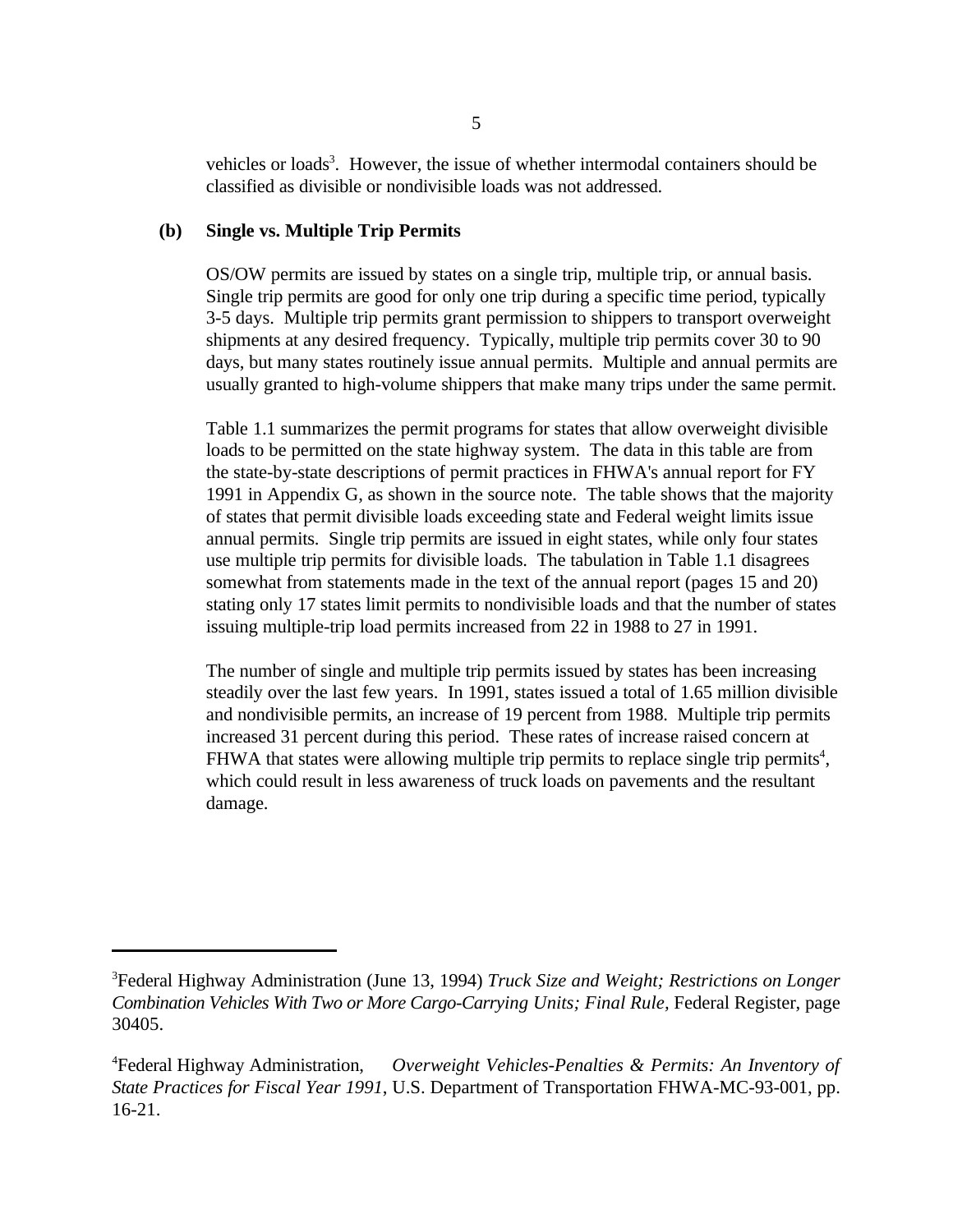vehicles or loads[3]. However, the issue of whether intermodal containers should be classified as divisible or nondivisible loads was not addressed.

**(b) Single vs. Multiple Trip Permits**

OS/OW permits are issued by states on a single trip, multiple trip, or annual basis. Single trip permits are good for only one trip during a specific time period, typically 3-5 days. Multiple trip permits grant permission to shippers to transport overweight shipments at any desired frequency. Typically, multiple trip permits cover 30 to 90 days, but many states routinely issue annual permits. Multiple and annual permits are usually granted to high-volume shippers that make many trips under the same permit.

Table 1.1 summarizes the permit programs for states that allow overweight divisible loads to be permitted on the state highway system. The data in this table are from the state-by-state descriptions of permit practices in FHWA's annual report for FY 1991 in Appendix G, as shown in the source note. The table shows that the majority of states that permit divisible loads exceeding state and Federal weight limits issue annual permits. Single trip permits are issued in eight states, while only four states use multiple trip permits for divisible loads. The tabulation in Table 1.1 disagrees somewhat from statements made in the text of the annual report (pages 15 and 20) stating only 17 states limit permits to nondivisible loads and that the number of states issuing multiple-trip load permits increased from 22 in 1988 to 27 in 1991.

The number of single and multiple trip permits issued by states has been increasing steadily over the last few years. In 1991, states issued a total of 1.65 million divisible and nondivisible permits, an increase of 19 percent from 1988. Multiple trip permits increased 31 percent during this period. These rates of increase raised concern at FHWA that states were allowing multiple trip permits to replace single trip permits[4], which could result in less awareness of truck loads on pavements and the resultant damage.

---

[3]Federal Highway Administration (June 13, 1994) *Truck Size and Weight; Restrictions on Longer Combination Vehicles With Two or More Cargo-Carrying Units; Final Rule*, Federal Register, page 30405.

[4]Federal Highway Administration, *Overweight Vehicles-Penalties & Permits: An Inventory of State Practices for Fiscal Year 1991*, U.S. Department of Transportation FHWA-MC-93-001, pp. 16-21.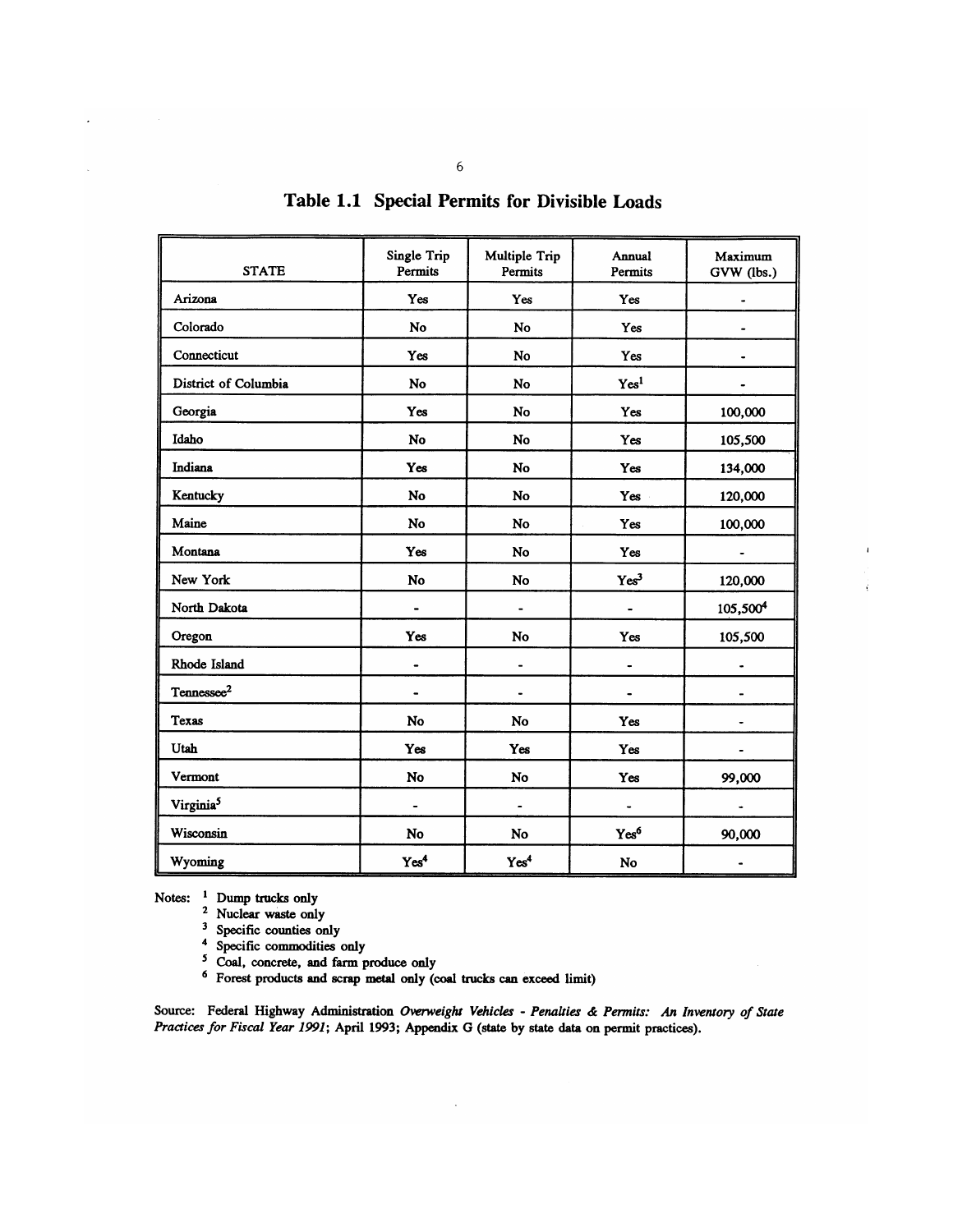# Table 1.1 Special Permits for Divisible Loads

| STATE | Single Trip Permits | Multiple Trip Permits | Annual Permits | Maximum GVW (lbs.) |
|---|---|---|---|---|
| Arizona | Yes | Yes | Yes | - |
| Colorado | No | No | Yes | - |
| Connecticut | Yes | No | Yes | - |
| District of Columbia | No | No | Yes[1] | - |
| Georgia | Yes | No | Yes | 100,000 |
| Idaho | No | No | Yes | 105,500 |
| Indiana | Yes | No | Yes | 134,000 |
| Kentucky | No | No | Yes | 120,000 |
| Maine | No | No | Yes | 100,000 |
| Montana | Yes | No | Yes | - |
| New York | No | No | Yes[3] | 120,000 |
| North Dakota | - | - | - | 105,500[4] |
| Oregon | Yes | No | Yes | 105,500 |
| Rhode Island | - | - | - | - |
| Tennessee[2] | - | - | - | - |
| Texas | No | No | Yes | - |
| Utah | Yes | Yes | Yes | - |
| Vermont | No | No | Yes | 99,000 |
| Virginia[5] | - | - | - | - |
| Wisconsin | No | No | Yes[6] | 90,000 |
| Wyoming | Yes[4] | Yes[4] | No | - |

Notes: [1] Dump trucks only
[2] Nuclear waste only
[3] Specific counties only
[4] Specific commodities only
[5] Coal, concrete, and farm produce only
[6] Forest products and scrap metal only (coal trucks can exceed limit)

Source: Federal Highway Administration *Overweight Vehicles - Penalties & Permits: An Inventory of State Practices for Fiscal Year 1991*; April 1993; Appendix G (state by state data on permit practices).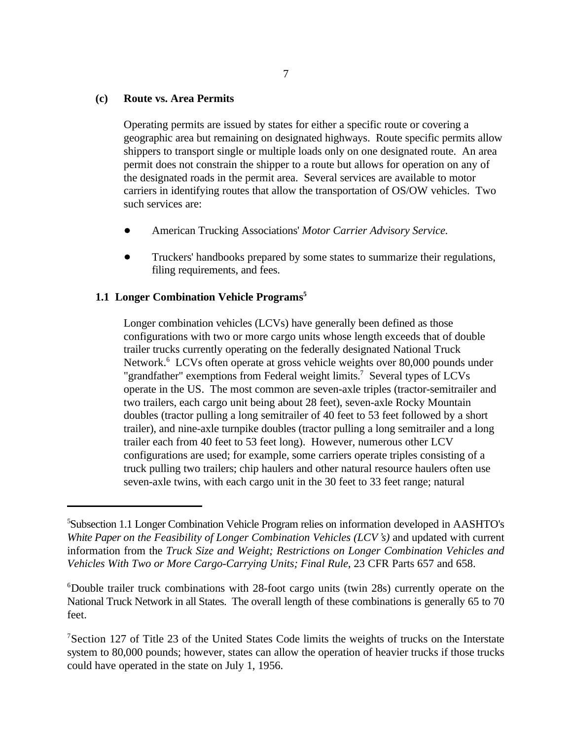**(c) Route vs. Area Permits**

Operating permits are issued by states for either a specific route or covering a geographic area but remaining on designated highways. Route specific permits allow shippers to transport single or multiple loads only on one designated route. An area permit does not constrain the shipper to a route but allows for operation on any of the designated roads in the permit area. Several services are available to motor carriers in identifying routes that allow the transportation of OS/OW vehicles. Two such services are:

- American Trucking Associations' *Motor Carrier Advisory Service.*
- Truckers' handbooks prepared by some states to summarize their regulations, filing requirements, and fees.

## 1.1 Longer Combination Vehicle Programs[5]

Longer combination vehicles (LCVs) have generally been defined as those configurations with two or more cargo units whose length exceeds that of double trailer trucks currently operating on the federally designated National Truck Network.[6] LCVs often operate at gross vehicle weights over 80,000 pounds under "grandfather" exemptions from Federal weight limits.[7] Several types of LCVs operate in the US. The most common are seven-axle triples (tractor-semitrailer and two trailers, each cargo unit being about 28 feet), seven-axle Rocky Mountain doubles (tractor pulling a long semitrailer of 40 feet to 53 feet followed by a short trailer), and nine-axle turnpike doubles (tractor pulling a long semitrailer and a long trailer each from 40 feet to 53 feet long). However, numerous other LCV configurations are used; for example, some carriers operate triples consisting of a truck pulling two trailers; chip haulers and other natural resource haulers often use seven-axle twins, with each cargo unit in the 30 feet to 33 feet range; natural

---

[5]Subsection 1.1 Longer Combination Vehicle Program relies on information developed in AASHTO's *White Paper on the Feasibility of Longer Combination Vehicles (LCV's)* and updated with current information from the *Truck Size and Weight; Restrictions on Longer Combination Vehicles and Vehicles With Two or More Cargo-Carrying Units; Final Rule*, 23 CFR Parts 657 and 658.

[6]Double trailer truck combinations with 28-foot cargo units (twin 28s) currently operate on the National Truck Network in all States. The overall length of these combinations is generally 65 to 70 feet.

[7]Section 127 of Title 23 of the United States Code limits the weights of trucks on the Interstate system to 80,000 pounds; however, states can allow the operation of heavier trucks if those trucks could have operated in the state on July 1, 1956.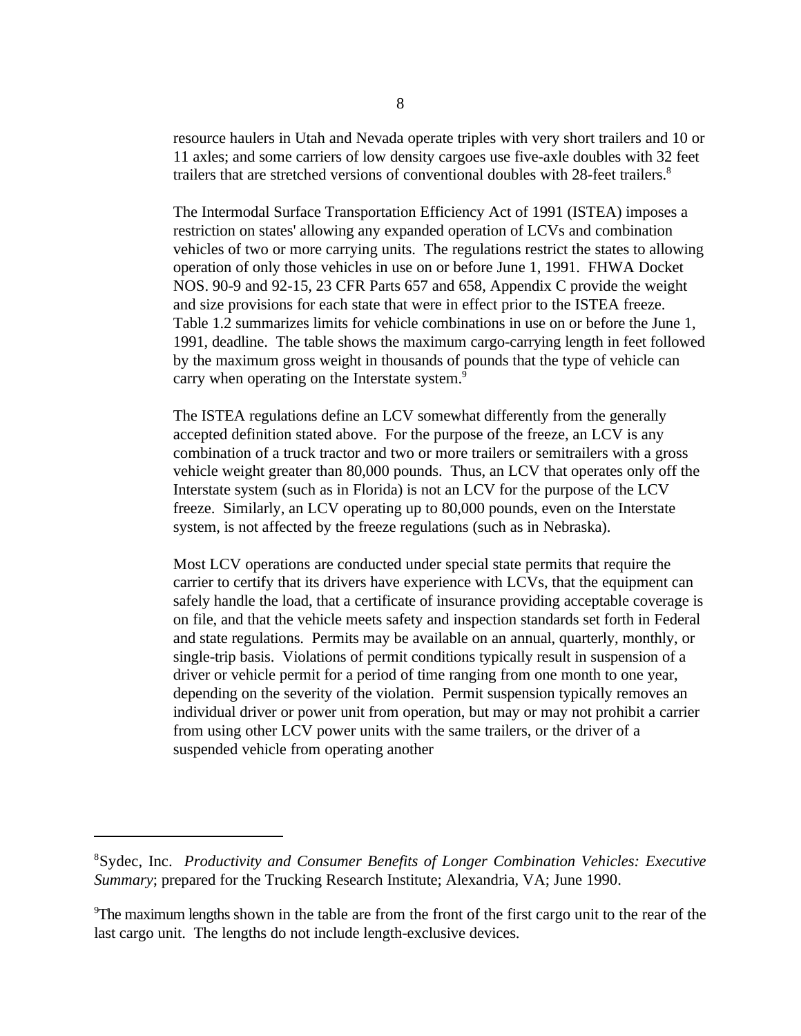resource haulers in Utah and Nevada operate triples with very short trailers and 10 or 11 axles; and some carriers of low density cargoes use five-axle doubles with 32 feet trailers that are stretched versions of conventional doubles with 28-feet trailers.[8]

The Intermodal Surface Transportation Efficiency Act of 1991 (ISTEA) imposes a restriction on states' allowing any expanded operation of LCVs and combination vehicles of two or more carrying units. The regulations restrict the states to allowing operation of only those vehicles in use on or before June 1, 1991. FHWA Docket NOS. 90-9 and 92-15, 23 CFR Parts 657 and 658, Appendix C provide the weight and size provisions for each state that were in effect prior to the ISTEA freeze. Table 1.2 summarizes limits for vehicle combinations in use on or before the June 1, 1991, deadline. The table shows the maximum cargo-carrying length in feet followed by the maximum gross weight in thousands of pounds that the type of vehicle can carry when operating on the Interstate system.[9]

The ISTEA regulations define an LCV somewhat differently from the generally accepted definition stated above. For the purpose of the freeze, an LCV is any combination of a truck tractor and two or more trailers or semitrailers with a gross vehicle weight greater than 80,000 pounds. Thus, an LCV that operates only off the Interstate system (such as in Florida) is not an LCV for the purpose of the LCV freeze. Similarly, an LCV operating up to 80,000 pounds, even on the Interstate system, is not affected by the freeze regulations (such as in Nebraska).

Most LCV operations are conducted under special state permits that require the carrier to certify that its drivers have experience with LCVs, that the equipment can safely handle the load, that a certificate of insurance providing acceptable coverage is on file, and that the vehicle meets safety and inspection standards set forth in Federal and state regulations. Permits may be available on an annual, quarterly, monthly, or single-trip basis. Violations of permit conditions typically result in suspension of a driver or vehicle permit for a period of time ranging from one month to one year, depending on the severity of the violation. Permit suspension typically removes an individual driver or power unit from operation, but may or may not prohibit a carrier from using other LCV power units with the same trailers, or the driver of a suspended vehicle from operating another

---

[8]Sydec, Inc. *Productivity and Consumer Benefits of Longer Combination Vehicles: Executive Summary*; prepared for the Trucking Research Institute; Alexandria, VA; June 1990.

[9]The maximum lengths shown in the table are from the front of the first cargo unit to the rear of the last cargo unit. The lengths do not include length-exclusive devices.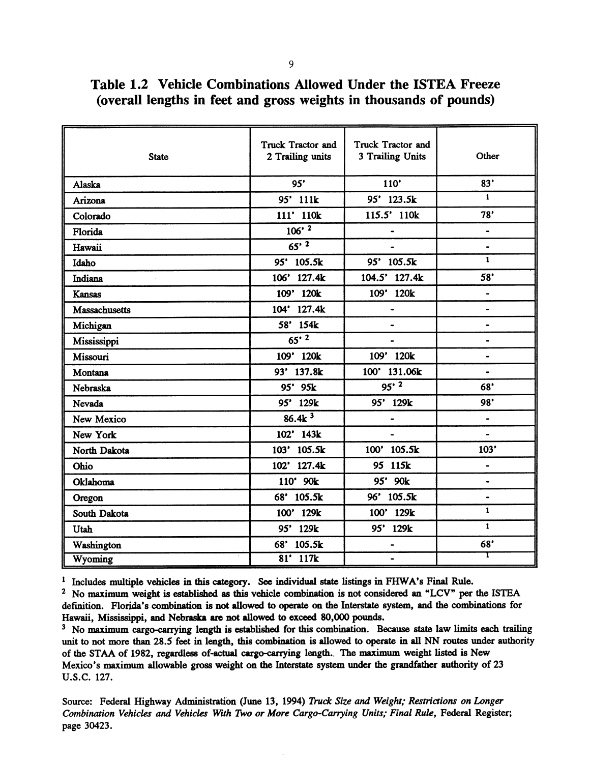# Table 1.2 Vehicle Combinations Allowed Under the ISTEA Freeze (overall lengths in feet and gross weights in thousands of pounds)

| State | Truck Tractor and 2 Trailing units | Truck Tractor and 3 Trailing Units | Other |
|---|---|---|---|
| Alaska | 95' | 110' | 83' |
| Arizona | 95' 111k | 95' 123.5k | 1 |
| Colorado | 111' 110k | 115.5' 110k | 78' |
| Florida | 106' 2 | - | - |
| Hawaii | 65' 2 | - | - |
| Idaho | 95' 105.5k | 95' 105.5k | 1 |
| Indiana | 106' 127.4k | 104.5' 127.4k | 58' |
| Kansas | 109' 120k | 109' 120k | - |
| Massachusetts | 104' 127.4k | - | - |
| Michigan | 58' 154k | - | - |
| Mississippi | 65' 2 | - | - |
| Missouri | 109' 120k | 109' 120k | - |
| Montana | 93' 137.8k | 100' 131.06k | - |
| Nebraska | 95' 95k | 95' 2 | 68' |
| Nevada | 95' 129k | 95' 129k | 98' |
| New Mexico | 86.4k 3 | - | - |
| New York | 102' 143k | - | - |
| North Dakota | 103' 105.5k | 100' 105.5k | 103' |
| Ohio | 102' 127.4k | 95 115k | - |
| Oklahoma | 110' 90k | 95' 90k | - |
| Oregon | 68' 105.5k | 96' 105.5k | - |
| South Dakota | 100' 129k | 100' 129k | 1 |
| Utah | 95' 129k | 95' 129k | 1 |
| Washington | 68' 105.5k | - | 68' |
| Wyoming | 81' 117k | - | 1 |

[1] Includes multiple vehicles in this category. See individual state listings in FHWA's Final Rule.

[2] No maximum weight is established as this vehicle combination is not considered an "LCV" per the ISTEA definition. Florida's combination is not allowed to operate on the Interstate system, and the combinations for Hawaii, Mississippi, and Nebraska are not allowed to exceed 80,000 pounds.

[3] No maximum cargo-carrying length is established for this combination. Because state law limits each trailing unit to not more than 28.5 feet in length, this combination is allowed to operate in all NN routes under authority of the STAA of 1982, regardless of actual cargo-carrying length. The maximum weight listed is New Mexico's maximum allowable gross weight on the Interstate system under the grandfather authority of 23 U.S.C. 127.

Source: Federal Highway Administration (June 13, 1994) *Truck Size and Weight; Restrictions on Longer Combination Vehicles and Vehicles With Two or More Cargo-Carrying Units; Final Rule*, Federal Register; page 30423.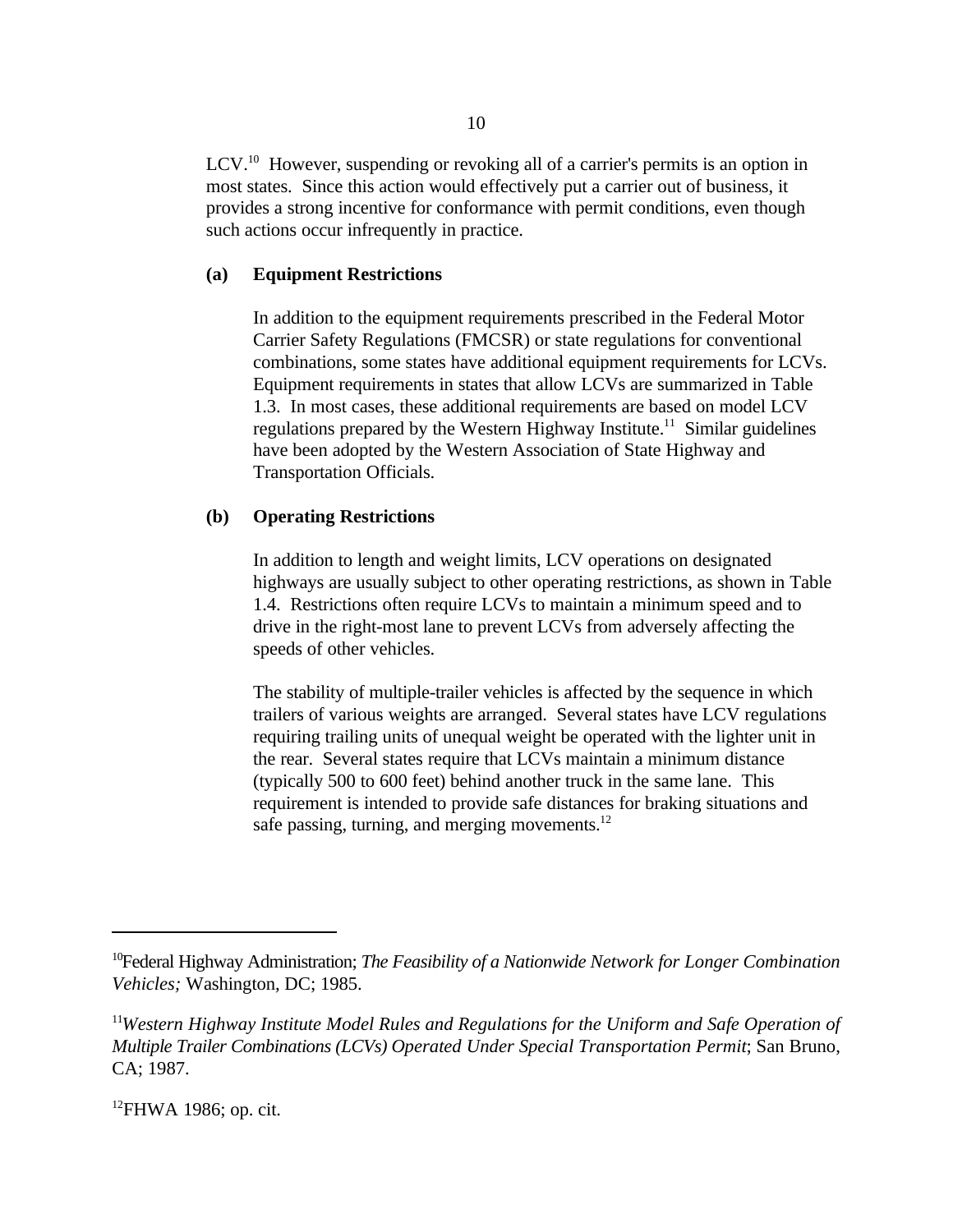LCV.[10] However, suspending or revoking all of a carrier's permits is an option in most states. Since this action would effectively put a carrier out of business, it provides a strong incentive for conformance with permit conditions, even though such actions occur infrequently in practice.

**(a) Equipment Restrictions**

In addition to the equipment requirements prescribed in the Federal Motor Carrier Safety Regulations (FMCSR) or state regulations for conventional combinations, some states have additional equipment requirements for LCVs. Equipment requirements in states that allow LCVs are summarized in Table 1.3. In most cases, these additional requirements are based on model LCV regulations prepared by the Western Highway Institute.[11] Similar guidelines have been adopted by the Western Association of State Highway and Transportation Officials.

**(b) Operating Restrictions**

In addition to length and weight limits, LCV operations on designated highways are usually subject to other operating restrictions, as shown in Table 1.4. Restrictions often require LCVs to maintain a minimum speed and to drive in the right-most lane to prevent LCVs from adversely affecting the speeds of other vehicles.

The stability of multiple-trailer vehicles is affected by the sequence in which trailers of various weights are arranged. Several states have LCV regulations requiring trailing units of unequal weight be operated with the lighter unit in the rear. Several states require that LCVs maintain a minimum distance (typically 500 to 600 feet) behind another truck in the same lane. This requirement is intended to provide safe distances for braking situations and safe passing, turning, and merging movements.[12]

---

[10] Federal Highway Administration; *The Feasibility of a Nationwide Network for Longer Combination Vehicles;* Washington, DC; 1985.

[11] *Western Highway Institute Model Rules and Regulations for the Uniform and Safe Operation of Multiple Trailer Combinations (LCVs) Operated Under Special Transportation Permit*; San Bruno, CA; 1987.

[12] FHWA 1986; op. cit.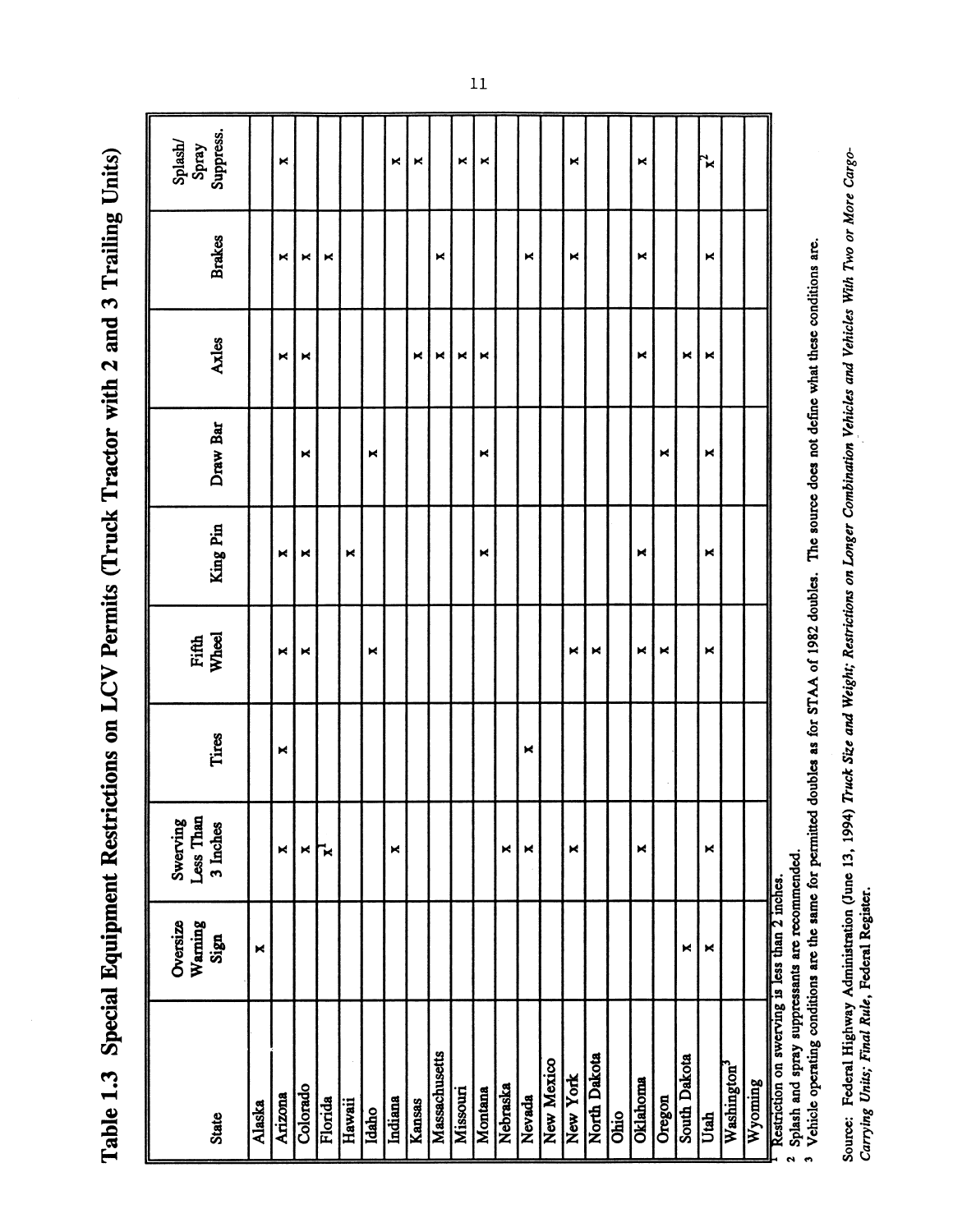# Table 1.3 Special Equipment Restrictions on LCV Permits (Truck Tractor with 2 and 3 Trailing Units)

| State | Oversize Warning Sign | Swerving Less Than 3 Inches | Tires | Fifth Wheel | King Pin | Draw Bar | Axles | Brakes | Splash/ Spray Suppress. |
|---|---|---|---|---|---|---|---|---|---|
| Alaska | x | | | | | | | | |
| Arizona | | x | x | x | x | | x | x | x |
| Colorado | | x | | x | x | x | x | x | |
| Florida | | x[1] | | | | | | x | |
| Hawaii | | | | | x | | | | |
| Idaho | | | | x | | x | | | |
| Indiana | | x | | | | | | | x |
| Kansas | | | | | | | x | | x |
| Massachusetts | | | | | | | x | x | |
| Missouri | | | | | | | x | | x |
| Montana | | | | | x | x | x | | x |
| Nebraska | | x | | | | | | | |
| Nevada | | x | x | | | | | x | |
| New Mexico | | | | | | | | | |
| New York | | x | | x | | | | x | x |
| North Dakota | | | | x | | | | | |
| Ohio | | | | | | | | | |
| Oklahoma | | x | | x | x | | x | x | x |
| Oregon | | | | x | | x | | | |
| South Dakota | x | | | | | | x | | |
| Utah | x | x | | x | x | x | x | x | x[2] |
| Washington[3] | | | | | | | | | |
| Wyoming | | | | | | | | | |

[1] Restriction on swerving is less than 2 inches.
[2] Splash and spray suppressants are recommended.
[3] Vehicle operating conditions are the same for permitted doubles as for STAA of 1982 doubles. The source does not define what these conditions are.

Source: Federal Highway Administration (June 13, 1994) *Truck Size and Weight; Restrictions on Longer Combination Vehicles and Vehicles With Two or More Cargo-Carrying Units; Final Rule*, Federal Register.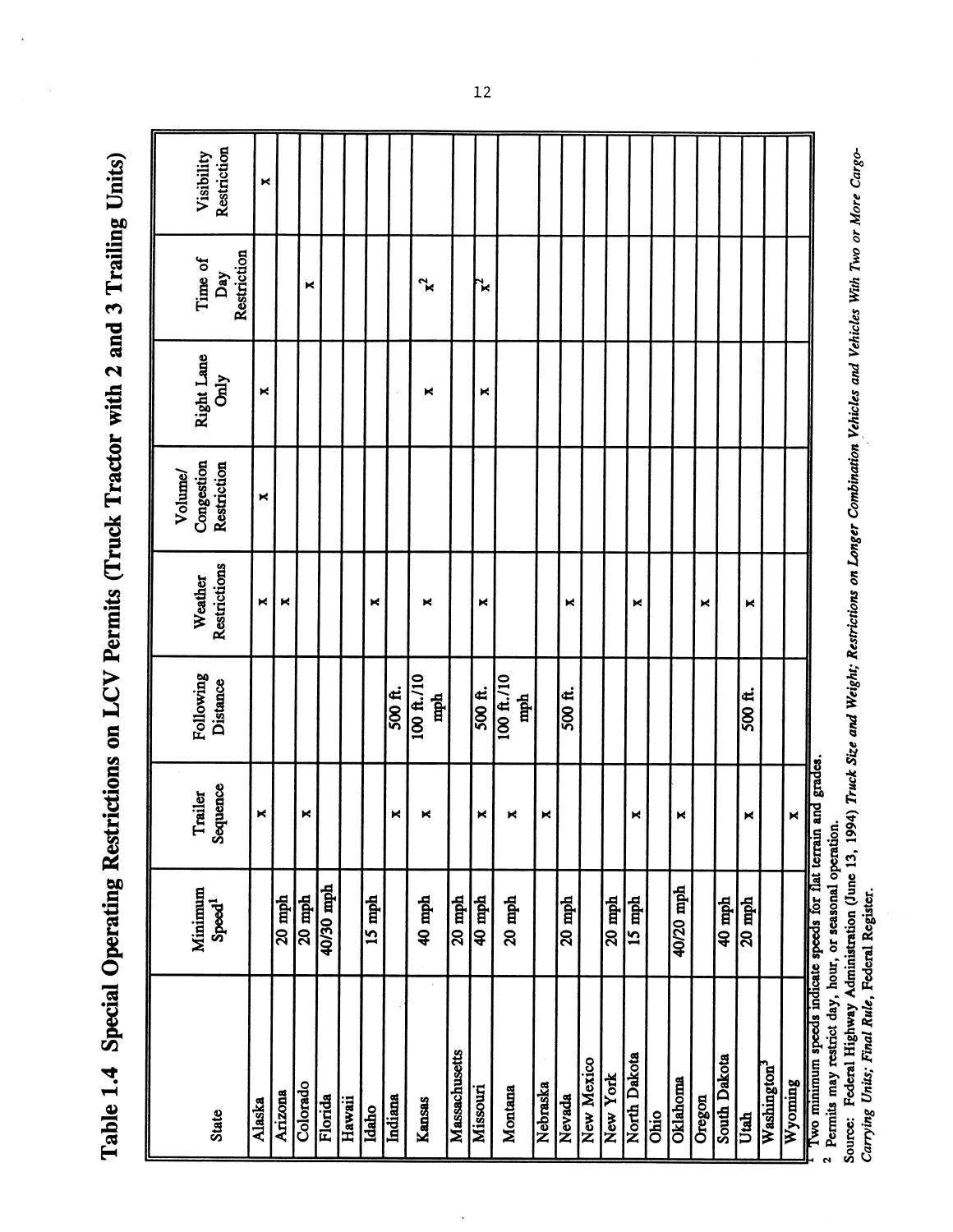# Table 1.4 Special Operating Restrictions on LCV Permits (Truck Tractor with 2 and 3 Trailing Units)

| State | Minimum Speed[1] | Trailer Sequence | Following Distance | Weather Restrictions | Volume/ Congestion Restriction | Right Lane Only | Time of Day Restriction | Visibility Restriction |
|---|---|---|---|---|---|---|---|---|
| Alaska | | x | | x | x | x | | x |
| Arizona | 20 mph | | | x | | | | |
| Colorado | 20 mph | x | | | | | x | |
| Florida | 40/30 mph | | | | | | | |
| Hawaii | | | | | | | | |
| Idaho | 15 mph | | | x | | | | |
| Indiana | | x | 500 ft. | | | | | |
| Kansas | 40 mph | x | 100 ft./10 mph | x | | x | x[2] | |
| Massachusetts | 20 mph | | | | | | | |
| Missouri | 40 mph | x | 500 ft. | x | | x | x[2] | |
| Montana | 20 mph | x | 100 ft./10 mph | | | | | |
| Nebraska | | x | | | | | | |
| Nevada | 20 mph | | 500 ft. | x | | | | |
| New Mexico | | | | | | | | |
| New York | 20 mph | | | | | | | |
| North Dakota | 15 mph | x | | x | | | | |
| Ohio | | | | | | | | |
| Oklahoma | 40/20 mph | x | | | | | | |
| Oregon | | | | x | | | | |
| South Dakota | 40 mph | | | | | | | |
| Utah | 20 mph | x | 500 ft. | x | | | | |
| Washington[3] | | | | | | | | |
| Wyoming | | x | | | | | | |

1 Two minimum speeds indicate speeds for flat terrain and grades.
2 Permits may restrict day, hour, or seasonal operation.
Source: Federal Highway Administration (June 13, 1994) *Truck Size and Weight; Restrictions on Longer Combination Vehicles and Vehicles With Two or More Cargo-Carrying Units; Final Rule*, Federal Register.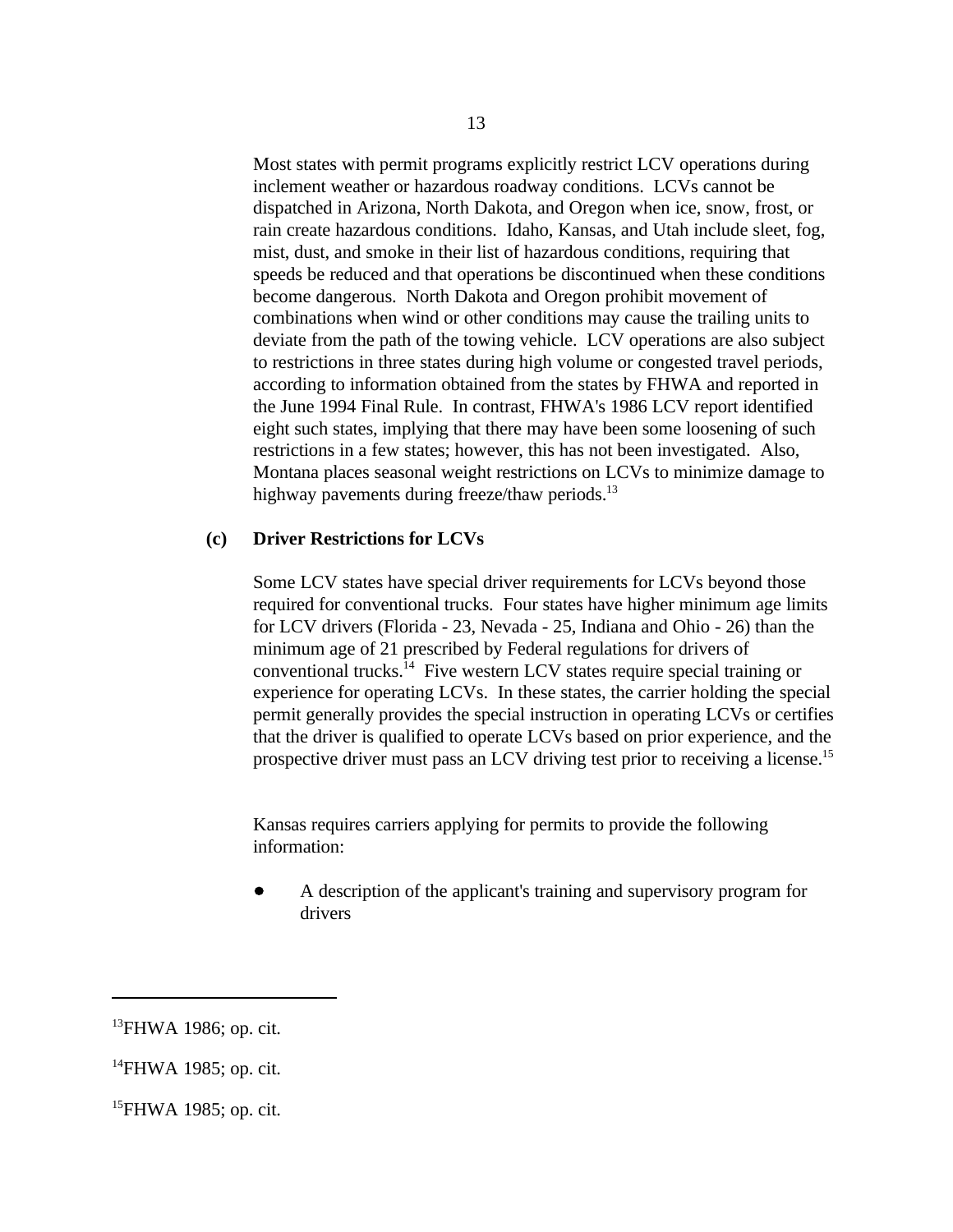Most states with permit programs explicitly restrict LCV operations during inclement weather or hazardous roadway conditions. LCVs cannot be dispatched in Arizona, North Dakota, and Oregon when ice, snow, frost, or rain create hazardous conditions. Idaho, Kansas, and Utah include sleet, fog, mist, dust, and smoke in their list of hazardous conditions, requiring that speeds be reduced and that operations be discontinued when these conditions become dangerous. North Dakota and Oregon prohibit movement of combinations when wind or other conditions may cause the trailing units to deviate from the path of the towing vehicle. LCV operations are also subject to restrictions in three states during high volume or congested travel periods, according to information obtained from the states by FHWA and reported in the June 1994 Final Rule. In contrast, FHWA's 1986 LCV report identified eight such states, implying that there may have been some loosening of such restrictions in a few states; however, this has not been investigated. Also, Montana places seasonal weight restrictions on LCVs to minimize damage to highway pavements during freeze/thaw periods.[13]

**(c) Driver Restrictions for LCVs**

Some LCV states have special driver requirements for LCVs beyond those required for conventional trucks. Four states have higher minimum age limits for LCV drivers (Florida - 23, Nevada - 25, Indiana and Ohio - 26) than the minimum age of 21 prescribed by Federal regulations for drivers of conventional trucks.[14] Five western LCV states require special training or experience for operating LCVs. In these states, the carrier holding the special permit generally provides the special instruction in operating LCVs or certifies that the driver is qualified to operate LCVs based on prior experience, and the prospective driver must pass an LCV driving test prior to receiving a license.[15]

Kansas requires carriers applying for permits to provide the following information:

- A description of the applicant's training and supervisory program for drivers

---

[13] FHWA 1986; op. cit.

[14] FHWA 1985; op. cit.

[15] FHWA 1985; op. cit.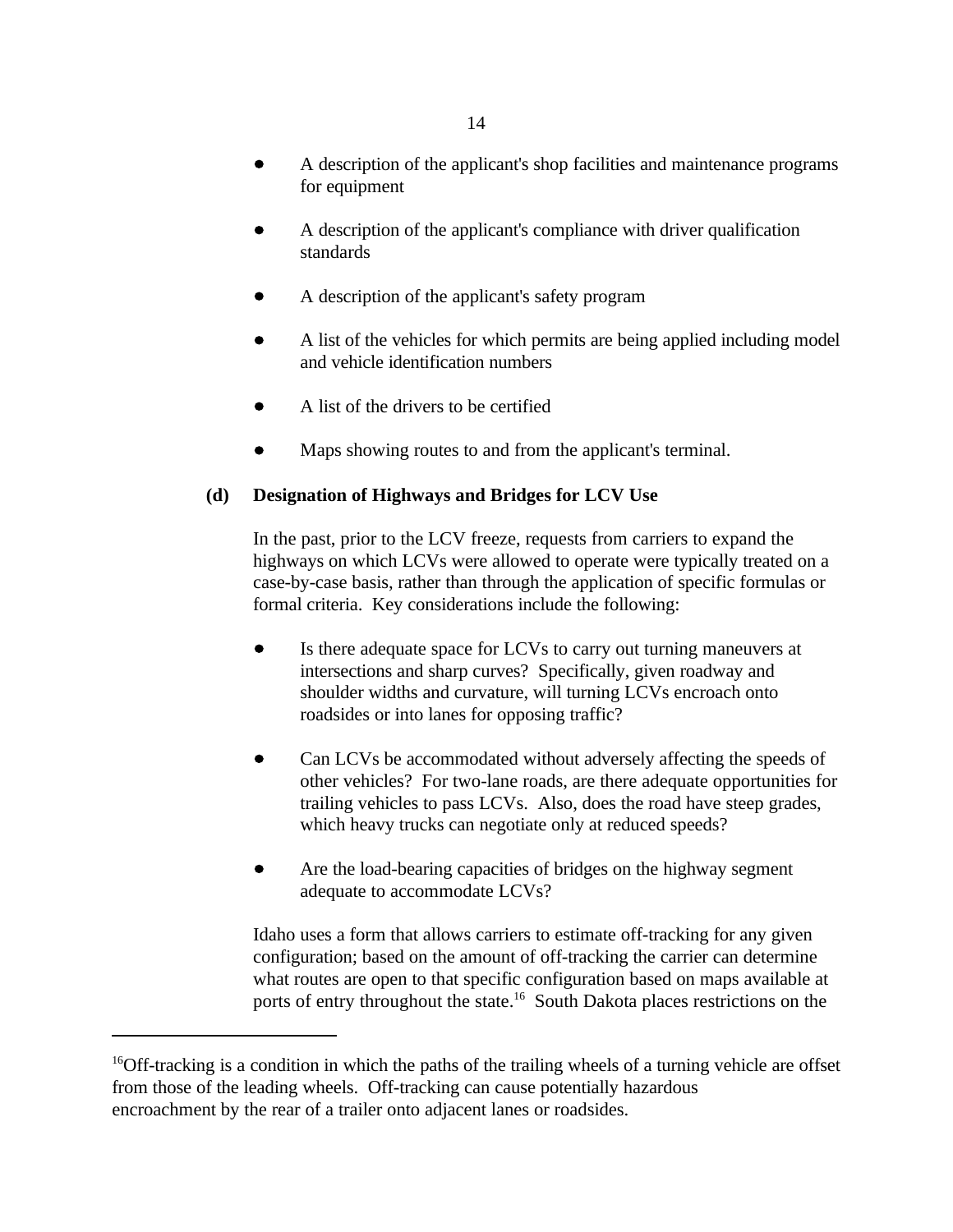- A description of the applicant's shop facilities and maintenance programs for equipment

- A description of the applicant's compliance with driver qualification standards

- A description of the applicant's safety program

- A list of the vehicles for which permits are being applied including model and vehicle identification numbers

- A list of the drivers to be certified

- Maps showing routes to and from the applicant's terminal.

**(d) Designation of Highways and Bridges for LCV Use**

In the past, prior to the LCV freeze, requests from carriers to expand the highways on which LCVs were allowed to operate were typically treated on a case-by-case basis, rather than through the application of specific formulas or formal criteria. Key considerations include the following:

- Is there adequate space for LCVs to carry out turning maneuvers at intersections and sharp curves? Specifically, given roadway and shoulder widths and curvature, will turning LCVs encroach onto roadsides or into lanes for opposing traffic?

- Can LCVs be accommodated without adversely affecting the speeds of other vehicles? For two-lane roads, are there adequate opportunities for trailing vehicles to pass LCVs. Also, does the road have steep grades, which heavy trucks can negotiate only at reduced speeds?

- Are the load-bearing capacities of bridges on the highway segment adequate to accommodate LCVs?

Idaho uses a form that allows carriers to estimate off-tracking for any given configuration; based on the amount of off-tracking the carrier can determine what routes are open to that specific configuration based on maps available at ports of entry throughout the state.[16] South Dakota places restrictions on the

---

[16]Off-tracking is a condition in which the paths of the trailing wheels of a turning vehicle are offset from those of the leading wheels. Off-tracking can cause potentially hazardous encroachment by the rear of a trailer onto adjacent lanes or roadsides.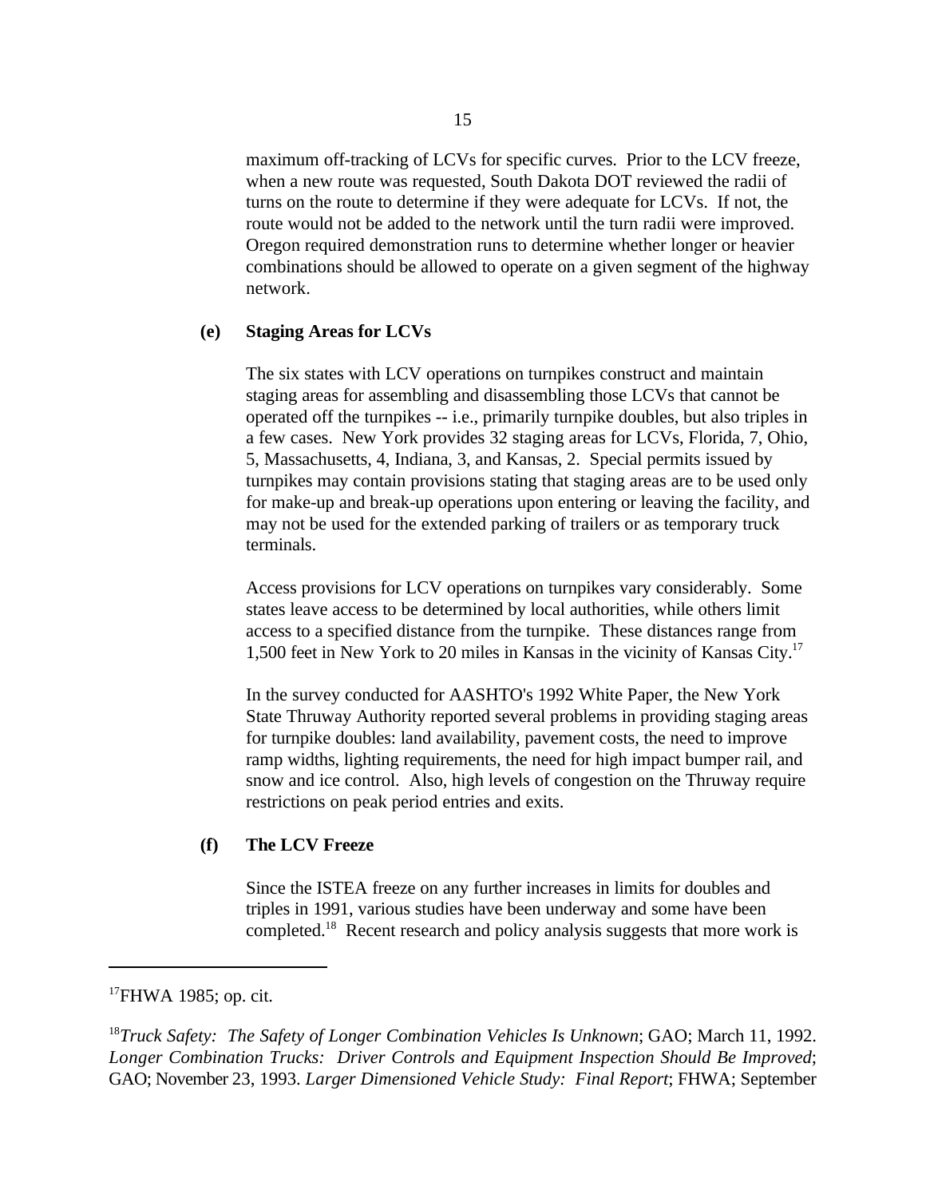maximum off-tracking of LCVs for specific curves. Prior to the LCV freeze, when a new route was requested, South Dakota DOT reviewed the radii of turns on the route to determine if they were adequate for LCVs. If not, the route would not be added to the network until the turn radii were improved. Oregon required demonstration runs to determine whether longer or heavier combinations should be allowed to operate on a given segment of the highway network.

### (e) Staging Areas for LCVs

The six states with LCV operations on turnpikes construct and maintain staging areas for assembling and disassembling those LCVs that cannot be operated off the turnpikes -- i.e., primarily turnpike doubles, but also triples in a few cases. New York provides 32 staging areas for LCVs, Florida, 7, Ohio, 5, Massachusetts, 4, Indiana, 3, and Kansas, 2. Special permits issued by turnpikes may contain provisions stating that staging areas are to be used only for make-up and break-up operations upon entering or leaving the facility, and may not be used for the extended parking of trailers or as temporary truck terminals.

Access provisions for LCV operations on turnpikes vary considerably. Some states leave access to be determined by local authorities, while others limit access to a specified distance from the turnpike. These distances range from 1,500 feet in New York to 20 miles in Kansas in the vicinity of Kansas City.[17]

In the survey conducted for AASHTO's 1992 White Paper, the New York State Thruway Authority reported several problems in providing staging areas for turnpike doubles: land availability, pavement costs, the need to improve ramp widths, lighting requirements, the need for high impact bumper rail, and snow and ice control. Also, high levels of congestion on the Thruway require restrictions on peak period entries and exits.

### (f) The LCV Freeze

Since the ISTEA freeze on any further increases in limits for doubles and triples in 1991, various studies have been underway and some have been completed.[18] Recent research and policy analysis suggests that more work is

---

[17]FHWA 1985; op. cit.

[18]*Truck Safety: The Safety of Longer Combination Vehicles Is Unknown*; GAO; March 11, 1992. *Longer Combination Trucks: Driver Controls and Equipment Inspection Should Be Improved*; GAO; November 23, 1993. *Larger Dimensioned Vehicle Study: Final Report*; FHWA; September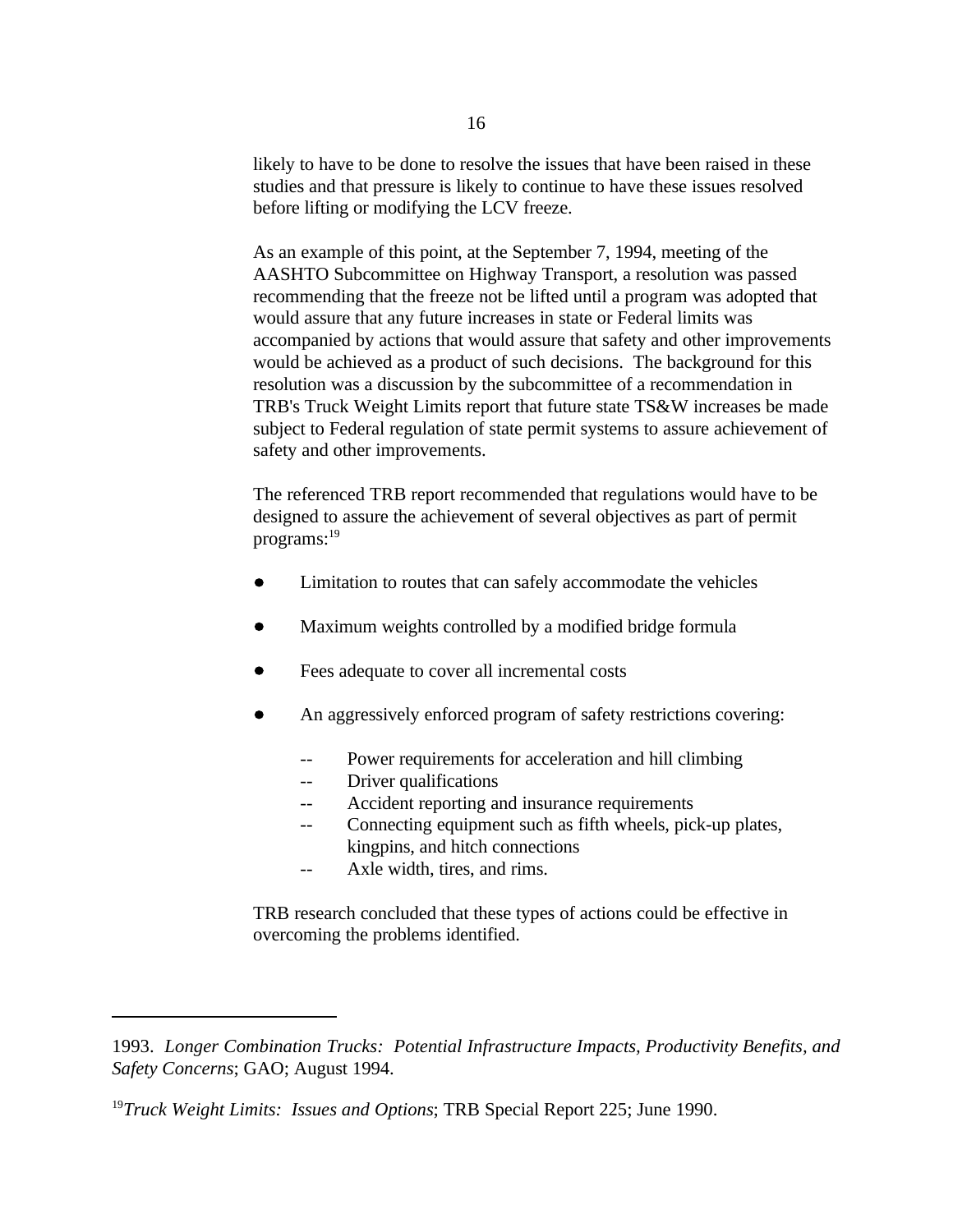likely to have to be done to resolve the issues that have been raised in these studies and that pressure is likely to continue to have these issues resolved before lifting or modifying the LCV freeze.

As an example of this point, at the September 7, 1994, meeting of the AASHTO Subcommittee on Highway Transport, a resolution was passed recommending that the freeze not be lifted until a program was adopted that would assure that any future increases in state or Federal limits was accompanied by actions that would assure that safety and other improvements would be achieved as a product of such decisions. The background for this resolution was a discussion by the subcommittee of a recommendation in TRB's Truck Weight Limits report that future state TS&W increases be made subject to Federal regulation of state permit systems to assure achievement of safety and other improvements.

The referenced TRB report recommended that regulations would have to be designed to assure the achievement of several objectives as part of permit programs:[19]

- Limitation to routes that can safely accommodate the vehicles
- Maximum weights controlled by a modified bridge formula
- Fees adequate to cover all incremental costs
- An aggressively enforced program of safety restrictions covering:
  - Power requirements for acceleration and hill climbing
  - Driver qualifications
  - Accident reporting and insurance requirements
  - Connecting equipment such as fifth wheels, pick-up plates, kingpins, and hitch connections
  - Axle width, tires, and rims.

TRB research concluded that these types of actions could be effective in overcoming the problems identified.

---

1993. *Longer Combination Trucks: Potential Infrastructure Impacts, Productivity Benefits, and Safety Concerns*; GAO; August 1994.

[19] *Truck Weight Limits: Issues and Options*; TRB Special Report 225; June 1990.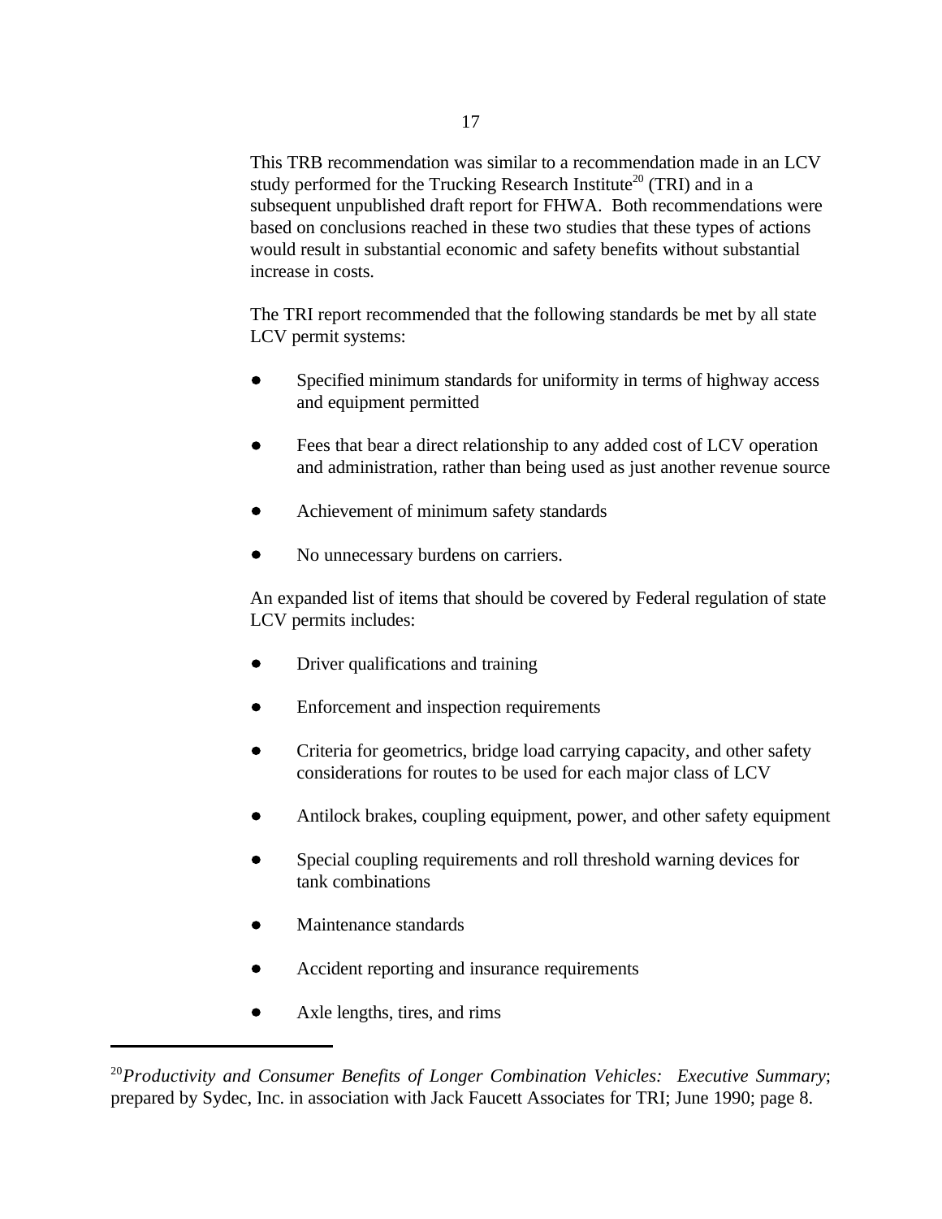This TRB recommendation was similar to a recommendation made in an LCV study performed for the Trucking Research Institute[20] (TRI) and in a subsequent unpublished draft report for FHWA. Both recommendations were based on conclusions reached in these two studies that these types of actions would result in substantial economic and safety benefits without substantial increase in costs.

The TRI report recommended that the following standards be met by all state LCV permit systems:

- Specified minimum standards for uniformity in terms of highway access and equipment permitted
- Fees that bear a direct relationship to any added cost of LCV operation and administration, rather than being used as just another revenue source
- Achievement of minimum safety standards
- No unnecessary burdens on carriers.

An expanded list of items that should be covered by Federal regulation of state LCV permits includes:

- Driver qualifications and training
- Enforcement and inspection requirements
- Criteria for geometrics, bridge load carrying capacity, and other safety considerations for routes to be used for each major class of LCV
- Antilock brakes, coupling equipment, power, and other safety equipment
- Special coupling requirements and roll threshold warning devices for tank combinations
- Maintenance standards
- Accident reporting and insurance requirements
- Axle lengths, tires, and rims

---

[20] *Productivity and Consumer Benefits of Longer Combination Vehicles: Executive Summary*; prepared by Sydec, Inc. in association with Jack Faucett Associates for TRI; June 1990; page 8.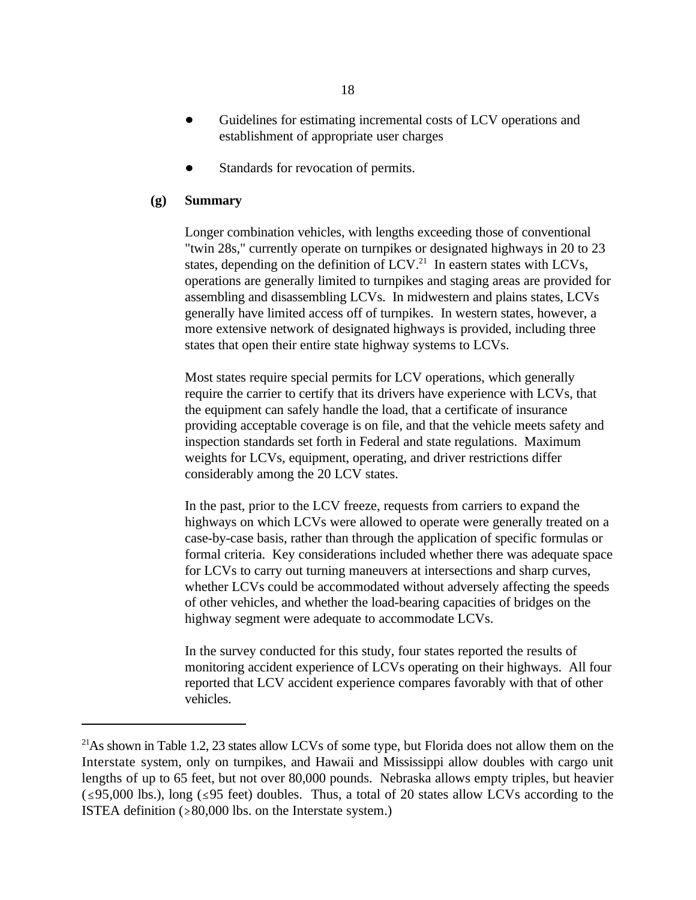- Guidelines for estimating incremental costs of LCV operations and establishment of appropriate user charges
- Standards for revocation of permits.

### (g) Summary

Longer combination vehicles, with lengths exceeding those of conventional "twin 28s," currently operate on turnpikes or designated highways in 20 to 23 states, depending on the definition of LCV.[21] In eastern states with LCVs, operations are generally limited to turnpikes and staging areas are provided for assembling and disassembling LCVs. In midwestern and plains states, LCVs generally have limited access off of turnpikes. In western states, however, a more extensive network of designated highways is provided, including three states that open their entire state highway systems to LCVs.

Most states require special permits for LCV operations, which generally require the carrier to certify that its drivers have experience with LCVs, that the equipment can safely handle the load, that a certificate of insurance providing acceptable coverage is on file, and that the vehicle meets safety and inspection standards set forth in Federal and state regulations. Maximum weights for LCVs, equipment, operating, and driver restrictions differ considerably among the 20 LCV states.

In the past, prior to the LCV freeze, requests from carriers to expand the highways on which LCVs were allowed to operate were generally treated on a case-by-case basis, rather than through the application of specific formulas or formal criteria. Key considerations included whether there was adequate space for LCVs to carry out turning maneuvers at intersections and sharp curves, whether LCVs could be accommodated without adversely affecting the speeds of other vehicles, and whether the load-bearing capacities of bridges on the highway segment were adequate to accommodate LCVs.

In the survey conducted for this study, four states reported the results of monitoring accident experience of LCVs operating on their highways. All four reported that LCV accident experience compares favorably with that of other vehicles.

---

[21] As shown in Table 1.2, 23 states allow LCVs of some type, but Florida does not allow them on the Interstate system, only on turnpikes, and Hawaii and Mississippi allow doubles with cargo unit lengths of up to 65 feet, but not over 80,000 pounds. Nebraska allows empty triples, but heavier (≤95,000 lbs.), long (≤95 feet) doubles. Thus, a total of 20 states allow LCVs according to the ISTEA definition (≥80,000 lbs. on the Interstate system.)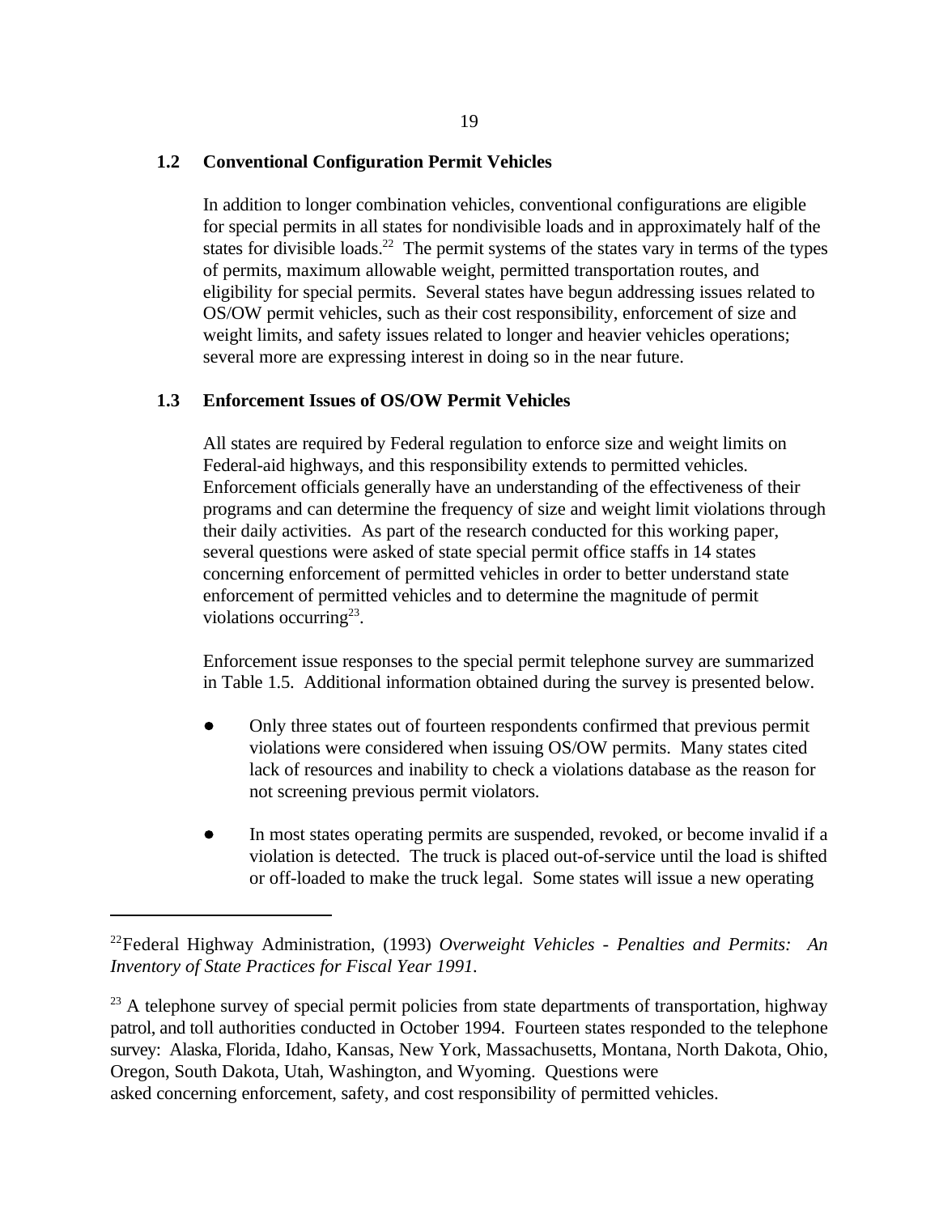## 1.2 Conventional Configuration Permit Vehicles

In addition to longer combination vehicles, conventional configurations are eligible for special permits in all states for nondivisible loads and in approximately half of the states for divisible loads.[22] The permit systems of the states vary in terms of the types of permits, maximum allowable weight, permitted transportation routes, and eligibility for special permits. Several states have begun addressing issues related to OS/OW permit vehicles, such as their cost responsibility, enforcement of size and weight limits, and safety issues related to longer and heavier vehicles operations; several more are expressing interest in doing so in the near future.

## 1.3 Enforcement Issues of OS/OW Permit Vehicles

All states are required by Federal regulation to enforce size and weight limits on Federal-aid highways, and this responsibility extends to permitted vehicles. Enforcement officials generally have an understanding of the effectiveness of their programs and can determine the frequency of size and weight limit violations through their daily activities. As part of the research conducted for this working paper, several questions were asked of state special permit office staffs in 14 states concerning enforcement of permitted vehicles in order to better understand state enforcement of permitted vehicles and to determine the magnitude of permit violations occurring[23].

Enforcement issue responses to the special permit telephone survey are summarized in Table 1.5. Additional information obtained during the survey is presented below.

- Only three states out of fourteen respondents confirmed that previous permit violations were considered when issuing OS/OW permits. Many states cited lack of resources and inability to check a violations database as the reason for not screening previous permit violators.

- In most states operating permits are suspended, revoked, or become invalid if a violation is detected. The truck is placed out-of-service until the load is shifted or off-loaded to make the truck legal. Some states will issue a new operating

---

[22] Federal Highway Administration, (1993) *Overweight Vehicles - Penalties and Permits: An Inventory of State Practices for Fiscal Year 1991.*

[23] A telephone survey of special permit policies from state departments of transportation, highway patrol, and toll authorities conducted in October 1994. Fourteen states responded to the telephone survey: Alaska, Florida, Idaho, Kansas, New York, Massachusetts, Montana, North Dakota, Ohio, Oregon, South Dakota, Utah, Washington, and Wyoming. Questions were asked concerning enforcement, safety, and cost responsibility of permitted vehicles.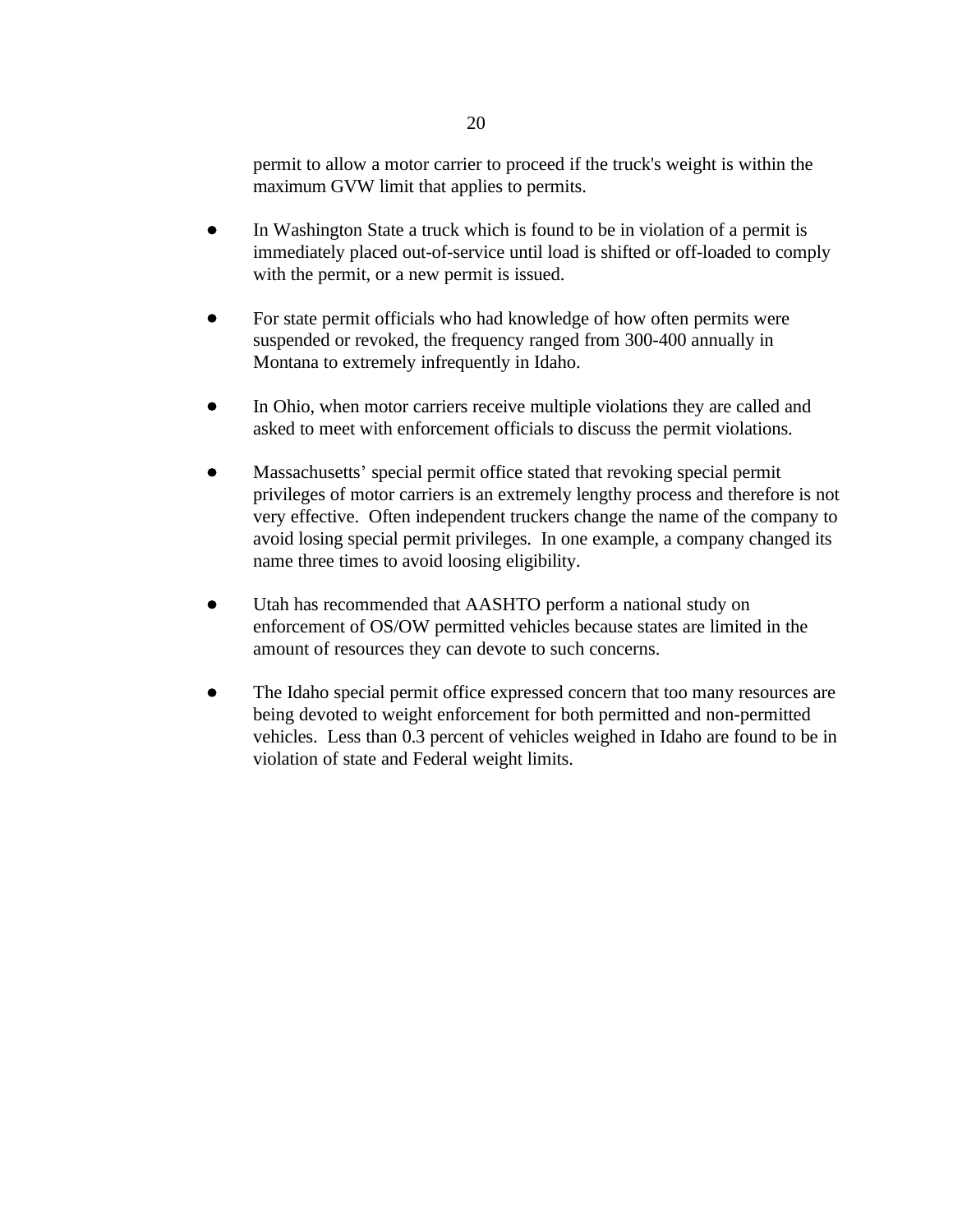permit to allow a motor carrier to proceed if the truck's weight is within the maximum GVW limit that applies to permits.

- In Washington State a truck which is found to be in violation of a permit is immediately placed out-of-service until load is shifted or off-loaded to comply with the permit, or a new permit is issued.

- For state permit officials who had knowledge of how often permits were suspended or revoked, the frequency ranged from 300-400 annually in Montana to extremely infrequently in Idaho.

- In Ohio, when motor carriers receive multiple violations they are called and asked to meet with enforcement officials to discuss the permit violations.

- Massachusetts' special permit office stated that revoking special permit privileges of motor carriers is an extremely lengthy process and therefore is not very effective. Often independent truckers change the name of the company to avoid losing special permit privileges. In one example, a company changed its name three times to avoid loosing eligibility.

- Utah has recommended that AASHTO perform a national study on enforcement of OS/OW permitted vehicles because states are limited in the amount of resources they can devote to such concerns.

- The Idaho special permit office expressed concern that too many resources are being devoted to weight enforcement for both permitted and non-permitted vehicles. Less than 0.3 percent of vehicles weighed in Idaho are found to be in violation of state and Federal weight limits.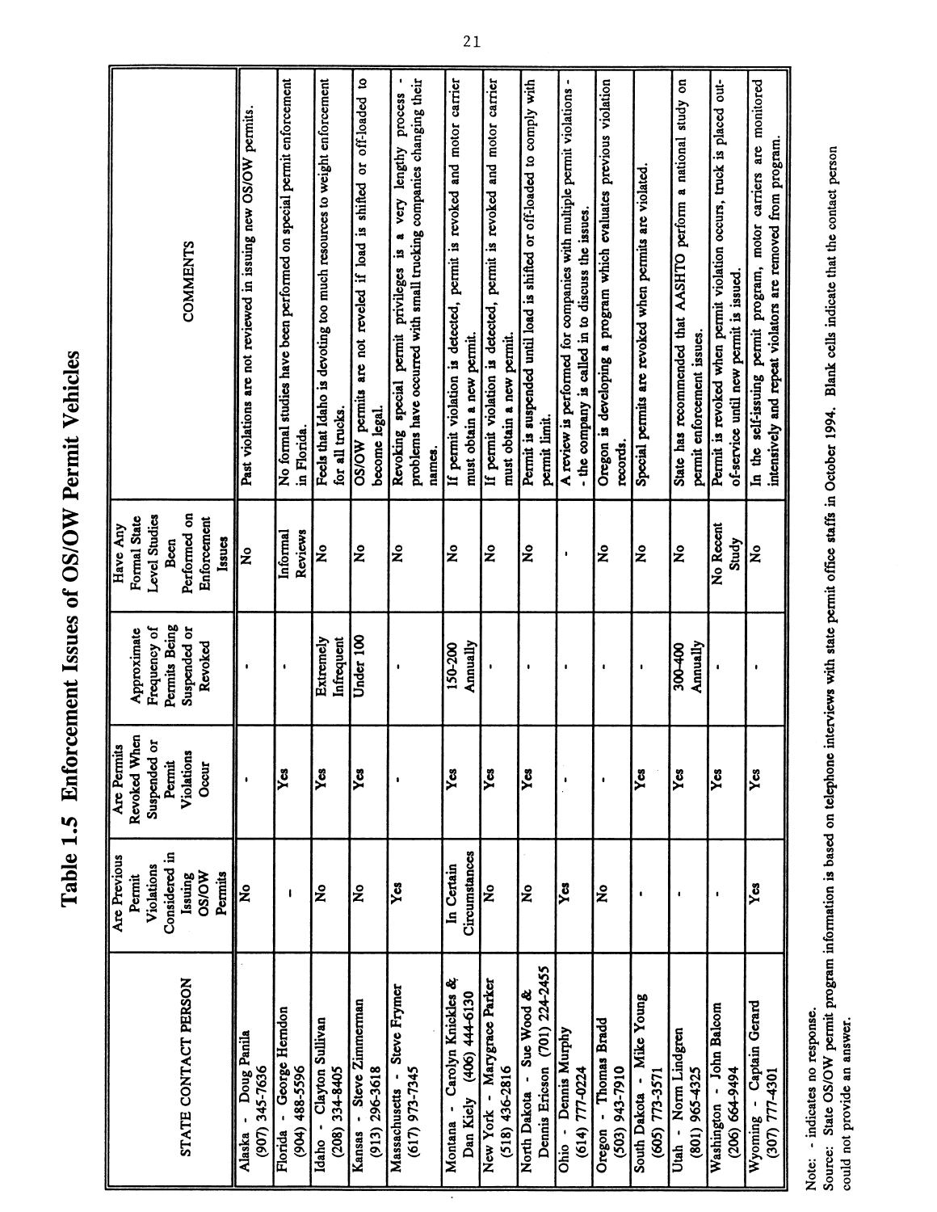# Table 1.5 Enforcement Issues of OS/OW Permit Vehicles

| STATE CONTACT PERSON | Are Previous Permit Violations Considered in Issuing OS/OW Permits | Are Permits Revoked When Suspended or Permit Violations Occur | Approximate Frequency of Permits Being Suspended or Revoked | Have Any Formal State Level Studies Been Performed on Enforcement Issues | COMMENTS |
|---|---|---|---|---|---|
| Alaska - Doug Panila (907) 345-7636 | No | - | - | No | Past violations are not reviewed in issuing new OS/OW permits. |
| Florida - George Herndon (904) 488-5596 | - | Yes | - | Informal Reviews | No formal studies have been performed on special permit enforcement in Florida. |
| Idaho - Clayton Sullivan (208) 334-8405 | No | Yes | Extremely Infrequent | No | Feels that Idaho is devoting too much resources to weight enforcement for all trucks. |
| Kansas - Steve Zimmerman (913) 296-3618 | No | Yes | Under 100 | No | OS/OW permits are not reveled if load is shifted or off-loaded to become legal. |
| Massachusetts - Steve Frymer (617) 973-7345 | Yes | - | - | No | Revoking special permit privileges is a very lengthy process - problems have occurred with small trucking companies changing their names. |
| Montana - Carolyn Knickles & Dan Kiely (406) 444-6130 | In Certain Circumstances | Yes | 150-200 Annually | No | If permit violation is detected, permit is revoked and motor carrier must obtain a new permit. |
| New York - Marygrace Parker (518) 436-2816 | No | Yes | - | No | If permit violation is detected, permit is revoked and motor carrier must obtain a new permit. |
| North Dakota - Sue Wood & Dennis Ericson (701) 224-2455 | No | Yes | - | No | Permit is suspended until load is shifted or off-loaded to comply with permit limit. |
| Ohio - Dennis Murphy (614) 777-0224 | Yes | - | - | - | A review is performed for companies with multiple permit violations - - the company is called in to discuss the issues. |
| Oregon - Thomas Bradd (503) 943-7910 | No | - | - | No | Oregon is developing a program which evaluates previous violation records. |
| South Dakota - Mike Young (605) 773-3571 | - | Yes | - | No | Special permits are revoked when permits are violated. |
| Utah - Norm Lindgren (801) 965-4325 | - | Yes | 300-400 Annually | No | State has recommended that AASHTO perform a national study on permit enforcement issues. |
| Washington - John Balcom (206) 664-9494 | - | Yes | - | No Recent Study | Permit is revoked when permit violation occurs, truck is placed out-of-service until new permit is issued. |
| Wyoming - Captain Gerard (307) 777-4301 | Yes | Yes | - | No | In the self-issuing permit program, motor carriers are monitored intensively and repeat violators are removed from program. |

Note: - indicates no response.

Source: State OS/OW permit program information is based on telephone interviews with state permit office staffs in October 1994. Blank cells indicate that the contact person could not provide an answer.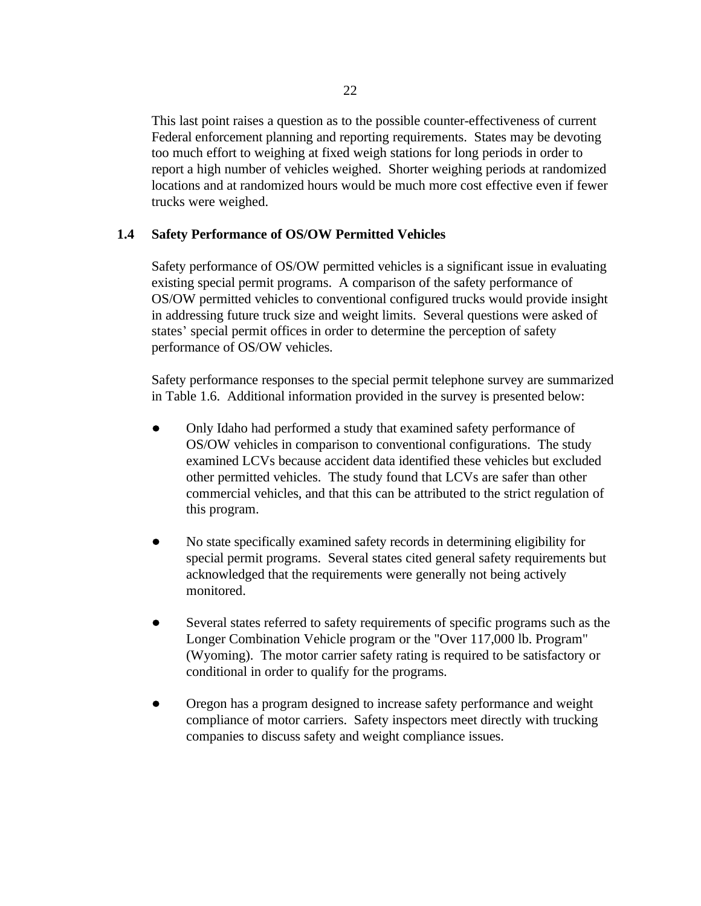This last point raises a question as to the possible counter-effectiveness of current Federal enforcement planning and reporting requirements. States may be devoting too much effort to weighing at fixed weigh stations for long periods in order to report a high number of vehicles weighed. Shorter weighing periods at randomized locations and at randomized hours would be much more cost effective even if fewer trucks were weighed.

## 1.4 Safety Performance of OS/OW Permitted Vehicles

Safety performance of OS/OW permitted vehicles is a significant issue in evaluating existing special permit programs. A comparison of the safety performance of OS/OW permitted vehicles to conventional configured trucks would provide insight in addressing future truck size and weight limits. Several questions were asked of states' special permit offices in order to determine the perception of safety performance of OS/OW vehicles.

Safety performance responses to the special permit telephone survey are summarized in Table 1.6. Additional information provided in the survey is presented below:

- Only Idaho had performed a study that examined safety performance of OS/OW vehicles in comparison to conventional configurations. The study examined LCVs because accident data identified these vehicles but excluded other permitted vehicles. The study found that LCVs are safer than other commercial vehicles, and that this can be attributed to the strict regulation of this program.

- No state specifically examined safety records in determining eligibility for special permit programs. Several states cited general safety requirements but acknowledged that the requirements were generally not being actively monitored.

- Several states referred to safety requirements of specific programs such as the Longer Combination Vehicle program or the "Over 117,000 lb. Program" (Wyoming). The motor carrier safety rating is required to be satisfactory or conditional in order to qualify for the programs.

- Oregon has a program designed to increase safety performance and weight compliance of motor carriers. Safety inspectors meet directly with trucking companies to discuss safety and weight compliance issues.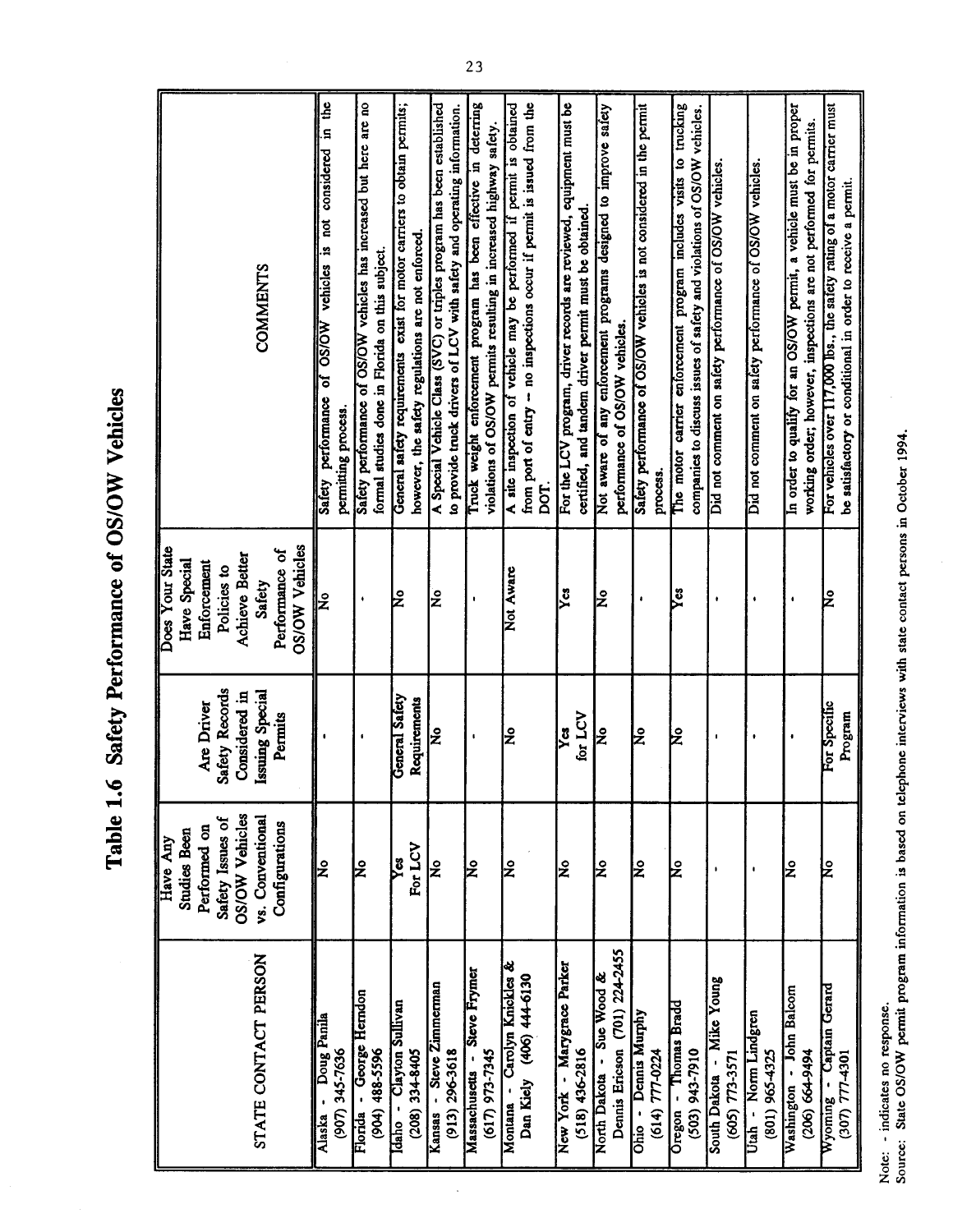# Table 1.6 Safety Performance of OS/OW Vehicles

| STATE CONTACT PERSON | Have Any Studies Been Performed on Safety Issues of OS/OW Vehicles vs. Conventional Configurations | Are Driver Safety Records Considered in Issuing Special Permits | Does Your State Have Special Enforcement Policies to Achieve Better Safety Performance of OS/OW Vehicles | COMMENTS |
|---|---|---|---|---|
| Alaska - Doug Panila (907) 345-7636 | No | - | No | Safety performance of OS/OW vehicles is not considered in the permitting process. |
| Florida - George Herndon (904) 488-5596 | No | - | - | Safety performance of OS/OW vehicles has increased but here are no formal studies done in Florida on this subject. |
| Idaho - Clayton Sullivan (208) 334-8405 | Yes For LCV | General Safety Requirements | No | General safety requirements exist for motor carriers to obtain permits; however, the safety regulations are not enforced. |
| Kansas - Steve Zimmerman (913) 296-3618 | No | No | No | A Special Vehicle Class (SVC) or triples program has been established to provide truck drivers of LCV with safety and operating information. |
| Massachusetts - Steve Frymer (617) 973-7345 | No | - | - | Truck weight enforcement program has been effective in deterring violations of OS/OW permits resulting in increased highway safety. |
| Montana - Carolyn Knickles & Dan Kiely (406) 444-6130 | No | No | Not Aware | A site inspection of vehicle may be performed if permit is obtained from port of entry -- no inspections occur if permit is issued from the DOT. |
| New York - Marygrace Parker (518) 436-2816 | No | Yes for LCV | Yes | For the LCV program, driver records are reviewed, equipment must be certified, and tandem driver permit must be obtained. |
| North Dakota - Sue Wood & Dennis Ericson (701) 224-2455 | No | No | No | Not aware of any enforcement programs designed to improve safety performance of OS/OW vehicles. |
| Ohio - Dennis Murphy (614) 777-0224 | No | No | - | Safety performance of OS/OW vehicles is not considered in the permit process. |
| Oregon - Thomas Bradd (503) 943-7910 | No | No | Yes | The motor carrier enforcement program includes visits to trucking companies to discuss issues of safety and violations of OS/OW vehicles. |
| South Dakota - Mike Young (605) 773-3571 | - | - | - | Did not comment on safety performance of OS/OW vehicles. |
| Utah - Norm Lindgren (801) 965-4325 | - | - | - | Did not comment on safety performance of OS/OW vehicles. |
| Washington - John Balcom (206) 664-9494 | No | - | - | In order to qualify for an OS/OW permit, a vehicle must be in proper working order; however, inspections are not performed for permits. |
| Wyoming - Captain Gerard (307) 777-4301 | No | For Specific Program | No | For vehicles over 117,000 lbs., the safety rating of a motor carrier must be satisfactory or conditional in order to receive a permit. |

Note: - indicates no response.
Source: State OS/OW permit program information is based on telephone interviews with state contact persons in October 1994.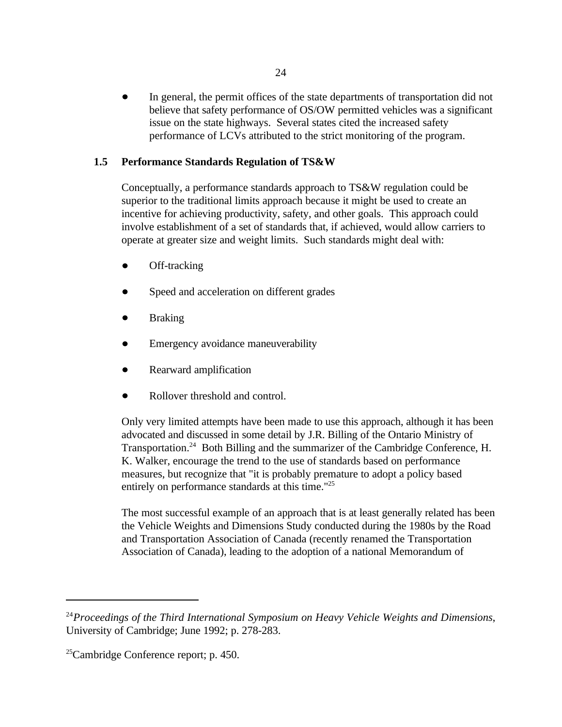- In general, the permit offices of the state departments of transportation did not believe that safety performance of OS/OW permitted vehicles was a significant issue on the state highways. Several states cited the increased safety performance of LCVs attributed to the strict monitoring of the program.

## 1.5 Performance Standards Regulation of TS&W

Conceptually, a performance standards approach to TS&W regulation could be superior to the traditional limits approach because it might be used to create an incentive for achieving productivity, safety, and other goals. This approach could involve establishment of a set of standards that, if achieved, would allow carriers to operate at greater size and weight limits. Such standards might deal with:

- Off-tracking
- Speed and acceleration on different grades
- Braking
- Emergency avoidance maneuverability
- Rearward amplification
- Rollover threshold and control.

Only very limited attempts have been made to use this approach, although it has been advocated and discussed in some detail by J.R. Billing of the Ontario Ministry of Transportation.[24] Both Billing and the summarizer of the Cambridge Conference, H. K. Walker, encourage the trend to the use of standards based on performance measures, but recognize that "it is probably premature to adopt a policy based entirely on performance standards at this time."[25]

The most successful example of an approach that is at least generally related has been the Vehicle Weights and Dimensions Study conducted during the 1980s by the Road and Transportation Association of Canada (recently renamed the Transportation Association of Canada), leading to the adoption of a national Memorandum of

---

[24] *Proceedings of the Third International Symposium on Heavy Vehicle Weights and Dimensions*, University of Cambridge; June 1992; p. 278-283.

[25] Cambridge Conference report; p. 450.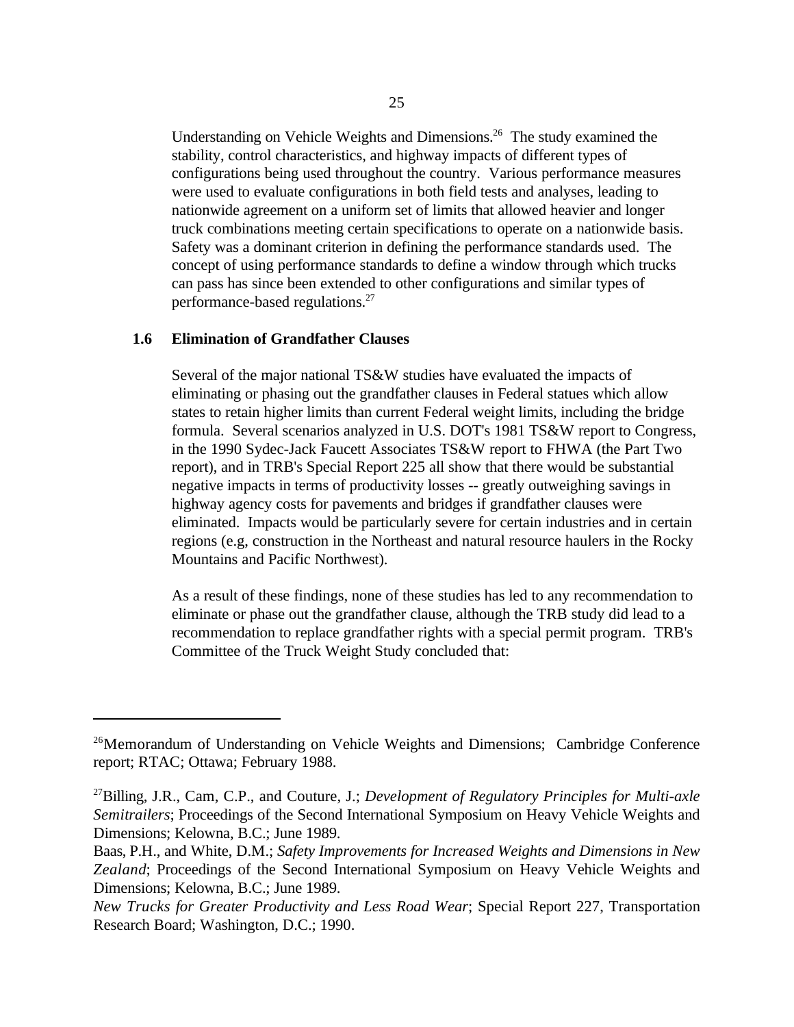Understanding on Vehicle Weights and Dimensions.[26] The study examined the stability, control characteristics, and highway impacts of different types of configurations being used throughout the country. Various performance measures were used to evaluate configurations in both field tests and analyses, leading to nationwide agreement on a uniform set of limits that allowed heavier and longer truck combinations meeting certain specifications to operate on a nationwide basis. Safety was a dominant criterion in defining the performance standards used. The concept of using performance standards to define a window through which trucks can pass has since been extended to other configurations and similar types of performance-based regulations.[27]

## 1.6 Elimination of Grandfather Clauses

Several of the major national TS&W studies have evaluated the impacts of eliminating or phasing out the grandfather clauses in Federal statues which allow states to retain higher limits than current Federal weight limits, including the bridge formula. Several scenarios analyzed in U.S. DOT's 1981 TS&W report to Congress, in the 1990 Sydec-Jack Faucett Associates TS&W report to FHWA (the Part Two report), and in TRB's Special Report 225 all show that there would be substantial negative impacts in terms of productivity losses -- greatly outweighing savings in highway agency costs for pavements and bridges if grandfather clauses were eliminated. Impacts would be particularly severe for certain industries and in certain regions (e.g, construction in the Northeast and natural resource haulers in the Rocky Mountains and Pacific Northwest).

As a result of these findings, none of these studies has led to any recommendation to eliminate or phase out the grandfather clause, although the TRB study did lead to a recommendation to replace grandfather rights with a special permit program. TRB's Committee of the Truck Weight Study concluded that:

---

[26] Memorandum of Understanding on Vehicle Weights and Dimensions; Cambridge Conference report; RTAC; Ottawa; February 1988.

[27] Billing, J.R., Cam, C.P., and Couture, J.; *Development of Regulatory Principles for Multi-axle Semitrailers*; Proceedings of the Second International Symposium on Heavy Vehicle Weights and Dimensions; Kelowna, B.C.; June 1989.

Baas, P.H., and White, D.M.; *Safety Improvements for Increased Weights and Dimensions in New Zealand*; Proceedings of the Second International Symposium on Heavy Vehicle Weights and Dimensions; Kelowna, B.C.; June 1989.

*New Trucks for Greater Productivity and Less Road Wear*; Special Report 227, Transportation Research Board; Washington, D.C.; 1990.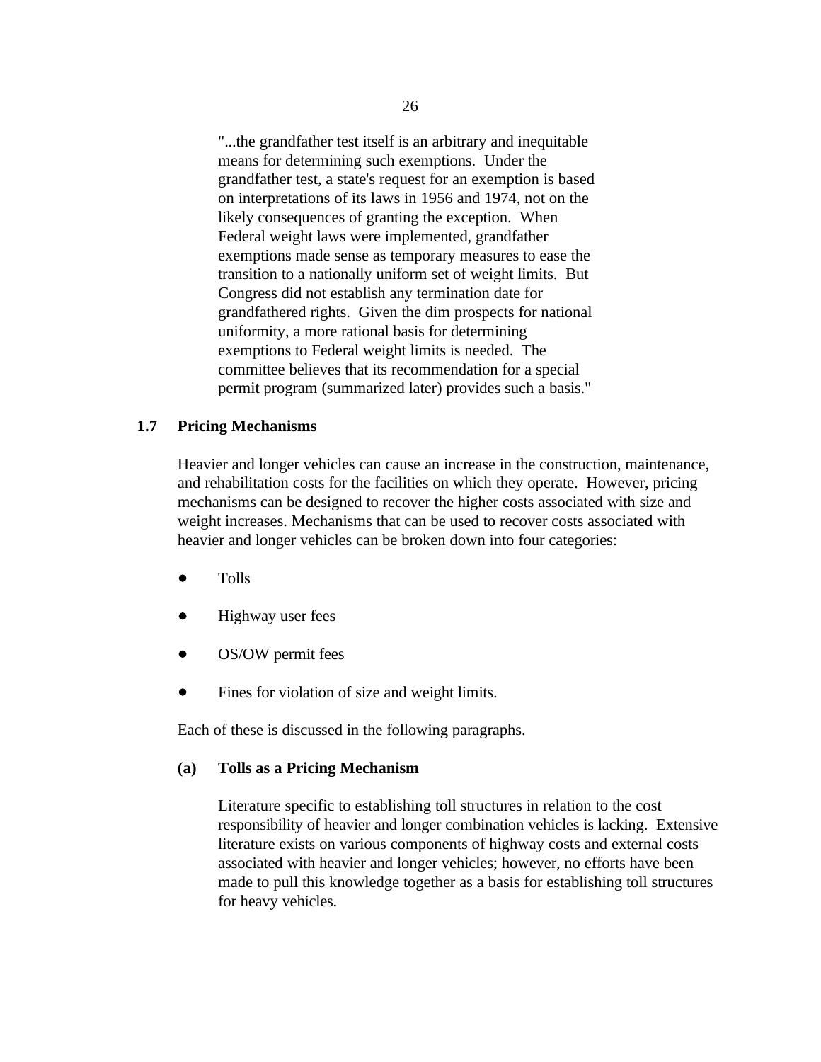> "...the grandfather test itself is an arbitrary and inequitable means for determining such exemptions. Under the grandfather test, a state's request for an exemption is based on interpretations of its laws in 1956 and 1974, not on the likely consequences of granting the exception. When Federal weight laws were implemented, grandfather exemptions made sense as temporary measures to ease the transition to a nationally uniform set of weight limits. But Congress did not establish any termination date for grandfathered rights. Given the dim prospects for national uniformity, a more rational basis for determining exemptions to Federal weight limits is needed. The committee believes that its recommendation for a special permit program (summarized later) provides such a basis."

## 1.7 Pricing Mechanisms

Heavier and longer vehicles can cause an increase in the construction, maintenance, and rehabilitation costs for the facilities on which they operate. However, pricing mechanisms can be designed to recover the higher costs associated with size and weight increases. Mechanisms that can be used to recover costs associated with heavier and longer vehicles can be broken down into four categories:

- Tolls
- Highway user fees
- OS/OW permit fees
- Fines for violation of size and weight limits.

Each of these is discussed in the following paragraphs.

### (a) Tolls as a Pricing Mechanism

Literature specific to establishing toll structures in relation to the cost responsibility of heavier and longer combination vehicles is lacking. Extensive literature exists on various components of highway costs and external costs associated with heavier and longer vehicles; however, no efforts have been made to pull this knowledge together as a basis for establishing toll structures for heavy vehicles.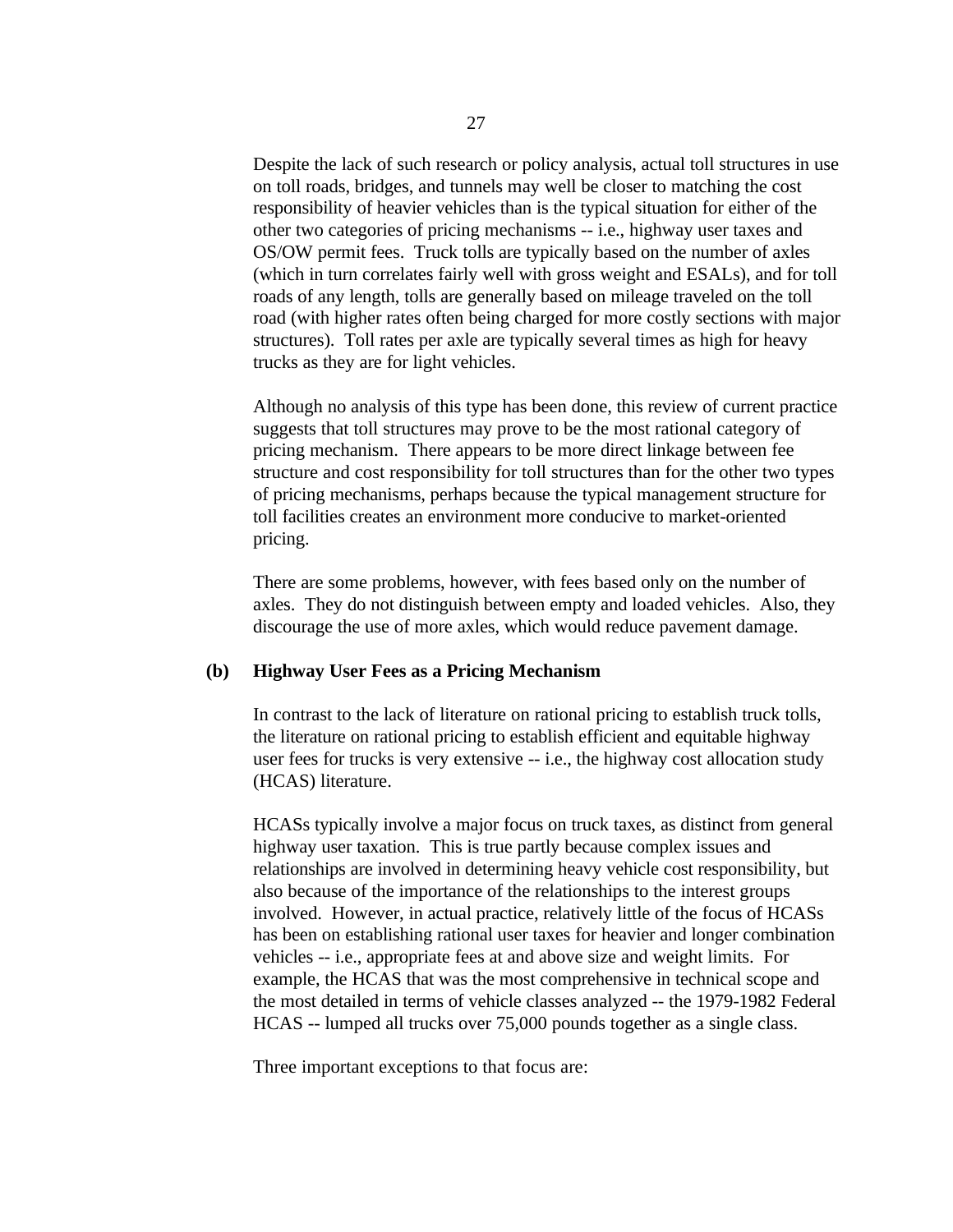Despite the lack of such research or policy analysis, actual toll structures in use on toll roads, bridges, and tunnels may well be closer to matching the cost responsibility of heavier vehicles than is the typical situation for either of the other two categories of pricing mechanisms -- i.e., highway user taxes and OS/OW permit fees. Truck tolls are typically based on the number of axles (which in turn correlates fairly well with gross weight and ESALs), and for toll roads of any length, tolls are generally based on mileage traveled on the toll road (with higher rates often being charged for more costly sections with major structures). Toll rates per axle are typically several times as high for heavy trucks as they are for light vehicles.

Although no analysis of this type has been done, this review of current practice suggests that toll structures may prove to be the most rational category of pricing mechanism. There appears to be more direct linkage between fee structure and cost responsibility for toll structures than for the other two types of pricing mechanisms, perhaps because the typical management structure for toll facilities creates an environment more conducive to market-oriented pricing.

There are some problems, however, with fees based only on the number of axles. They do not distinguish between empty and loaded vehicles. Also, they discourage the use of more axles, which would reduce pavement damage.

**(b) Highway User Fees as a Pricing Mechanism**

In contrast to the lack of literature on rational pricing to establish truck tolls, the literature on rational pricing to establish efficient and equitable highway user fees for trucks is very extensive -- i.e., the highway cost allocation study (HCAS) literature.

HCASs typically involve a major focus on truck taxes, as distinct from general highway user taxation. This is true partly because complex issues and relationships are involved in determining heavy vehicle cost responsibility, but also because of the importance of the relationships to the interest groups involved. However, in actual practice, relatively little of the focus of HCASs has been on establishing rational user taxes for heavier and longer combination vehicles -- i.e., appropriate fees at and above size and weight limits. For example, the HCAS that was the most comprehensive in technical scope and the most detailed in terms of vehicle classes analyzed -- the 1979-1982 Federal HCAS -- lumped all trucks over 75,000 pounds together as a single class.

Three important exceptions to that focus are: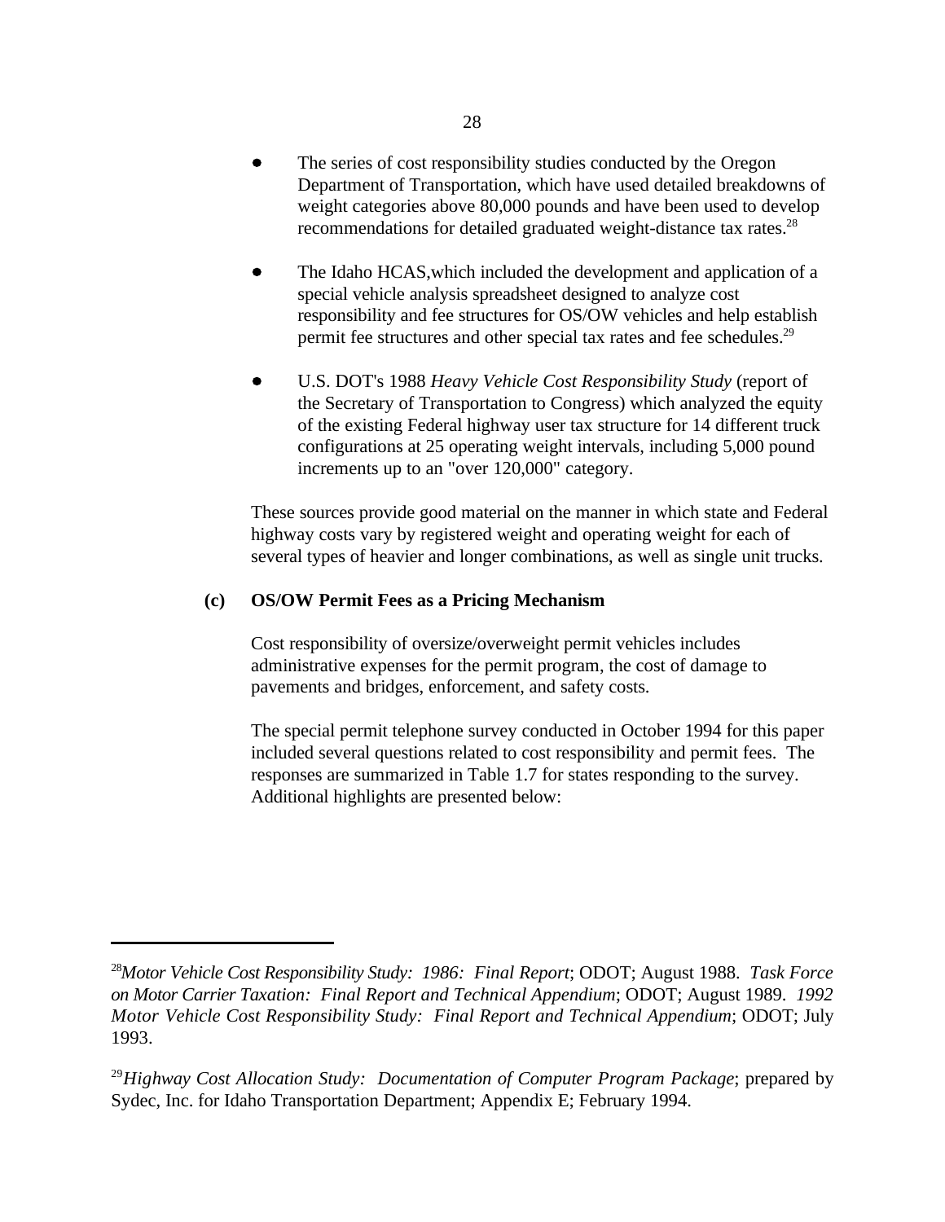- The series of cost responsibility studies conducted by the Oregon Department of Transportation, which have used detailed breakdowns of weight categories above 80,000 pounds and have been used to develop recommendations for detailed graduated weight-distance tax rates.[28]

- The Idaho HCAS,which included the development and application of a special vehicle analysis spreadsheet designed to analyze cost responsibility and fee structures for OS/OW vehicles and help establish permit fee structures and other special tax rates and fee schedules.[29]

- U.S. DOT's 1988 *Heavy Vehicle Cost Responsibility Study* (report of the Secretary of Transportation to Congress) which analyzed the equity of the existing Federal highway user tax structure for 14 different truck configurations at 25 operating weight intervals, including 5,000 pound increments up to an "over 120,000" category.

These sources provide good material on the manner in which state and Federal highway costs vary by registered weight and operating weight for each of several types of heavier and longer combinations, as well as single unit trucks.

### (c) OS/OW Permit Fees as a Pricing Mechanism

Cost responsibility of oversize/overweight permit vehicles includes administrative expenses for the permit program, the cost of damage to pavements and bridges, enforcement, and safety costs.

The special permit telephone survey conducted in October 1994 for this paper included several questions related to cost responsibility and permit fees. The responses are summarized in Table 1.7 for states responding to the survey. Additional highlights are presented below:

---

[28] *Motor Vehicle Cost Responsibility Study: 1986: Final Report*; ODOT; August 1988. *Task Force on Motor Carrier Taxation: Final Report and Technical Appendium*; ODOT; August 1989. *1992 Motor Vehicle Cost Responsibility Study: Final Report and Technical Appendium*; ODOT; July 1993.

[29] *Highway Cost Allocation Study: Documentation of Computer Program Package*; prepared by Sydec, Inc. for Idaho Transportation Department; Appendix E; February 1994.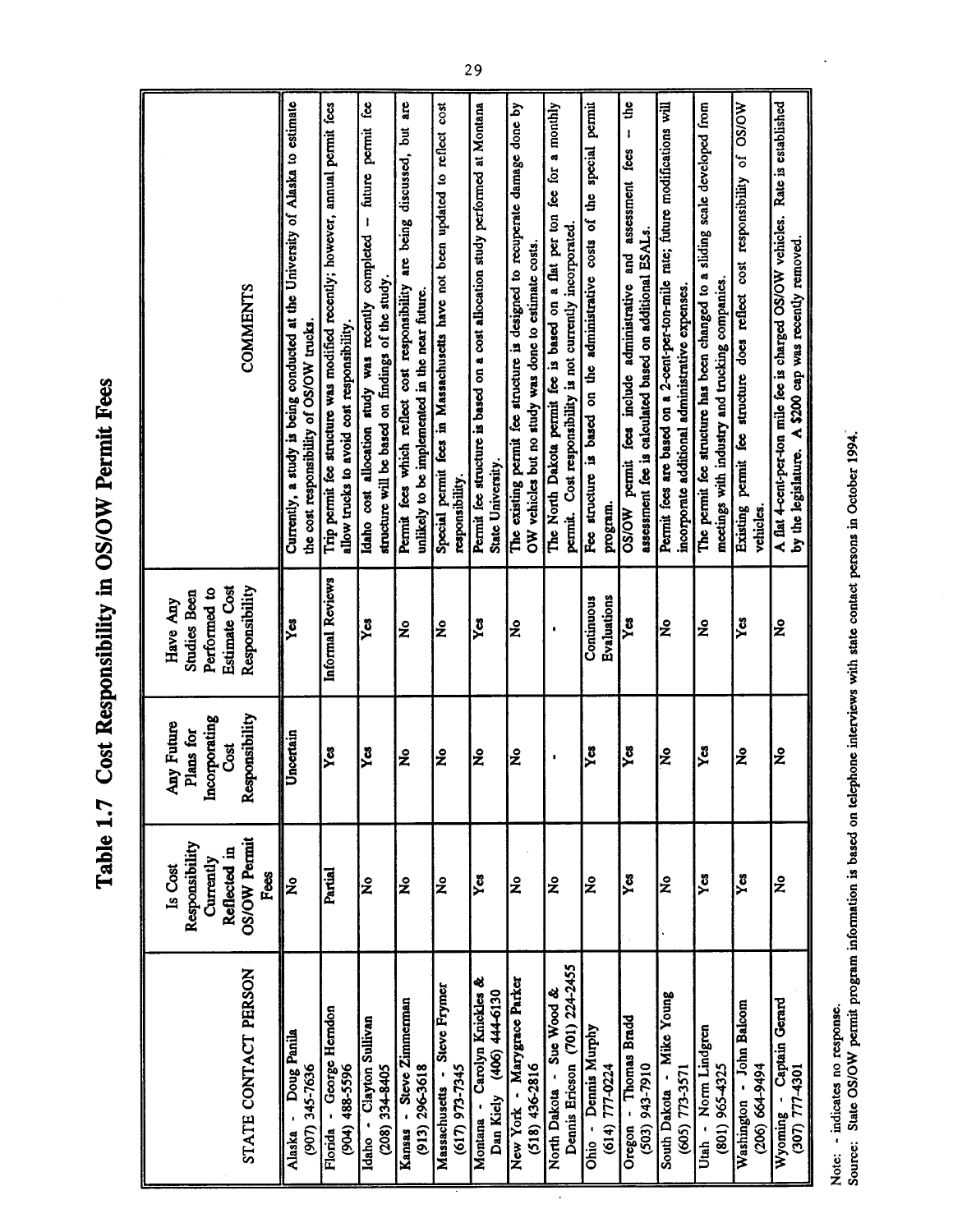# Table 1.7 Cost Responsibility in OS/OW Permit Fees

| STATE CONTACT PERSON | Is Cost Responsibility Currently Reflected in OS/OW Permit Fees | Any Future Plans for Incorporating Cost Responsibility | Have Any Studies Been Performed to Estimate Cost Responsibility | COMMENTS |
|---|---|---|---|---|
| Alaska - Doug Panila (907) 345-7636 | No | Uncertain | Yes | Currently, a study is being conducted at the University of Alaska to estimate the cost responsibility of OS/OW trucks. |
| Florida - George Herndon (904) 488-5596 | Partial | Yes | Informal Reviews | Trip permit fee structure was modified recently; however, annual permit fees allow trucks to avoid cost responsibility. |
| Idaho - Clayton Sullivan (208) 334-8405 | No | Yes | Yes | Idaho cost allocation study was recently completed -- future permit fee structure will be based on findings of the study. |
| Kansas - Steve Zimmerman (913) 296-3618 | No | No | No | Permit fees which reflect cost responsibility are being discussed, but are unlikely to be implemented in the near future. |
| Massachusetts - Steve Frymer (617) 973-7345 | No | No | No | Special permit fees in Massachusetts have not been updated to reflect cost responsibility. |
| Montana - Carolyn Knickles & Dan Kiely (406) 444-6130 | Yes | No | Yes | Permit fee structure is based on a cost allocation study performed at Montana State University. |
| New York - Marygrace Parker (518) 436-2816 | No | No | No | The existing permit fee structure is designed to recuperate damage done by OW vehicles but no study was done to estimate costs. |
| North Dakota - Sue Wood & Dennis Ericson (701) 224-2455 | No | - | - | The North Dakota permit fee is based on a flat per ton fee for a monthly permit. Cost responsibility is not currently incorporated. |
| Ohio - Dennis Murphy (614) 777-0224 | No | Yes | Continuous Evaluations | Fee structure is based on the administrative costs of the special permit program. |
| Oregon - Thomas Bradd (503) 943-7910 | Yes | Yes | Yes | OS/OW permit fees include administrative and assessment fees -- the assessment fee is calculated based on additional ESALs. |
| South Dakota - Mike Young (605) 773-3571 | No | No | No | Permit fees are based on a 2-cent-per-ton-mile rate; future modifications will incorporate additional administrative expenses. |
| Utah - Norm Lindgren (801) 965-4325 | Yes | Yes | No | The permit fee structure has been changed to a sliding scale developed from meetings with industry and trucking companies. |
| Washington - John Balcom (206) 664-9494 | Yes | No | Yes | Existing permit fee structure does reflect cost responsibility of OS/OW vehicles. |
| Wyoming - Captain Gerard (307) 777-4301 | No | No | No | A flat 4-cent-per-ton mile fee is charged OS/OW vehicles. Rate is established by the legislature. A $200 cap was recently removed. |

Note: - indicates no response.
Source: State OS/OW permit program information is based on telephone interviews with state contact persons in October 1994.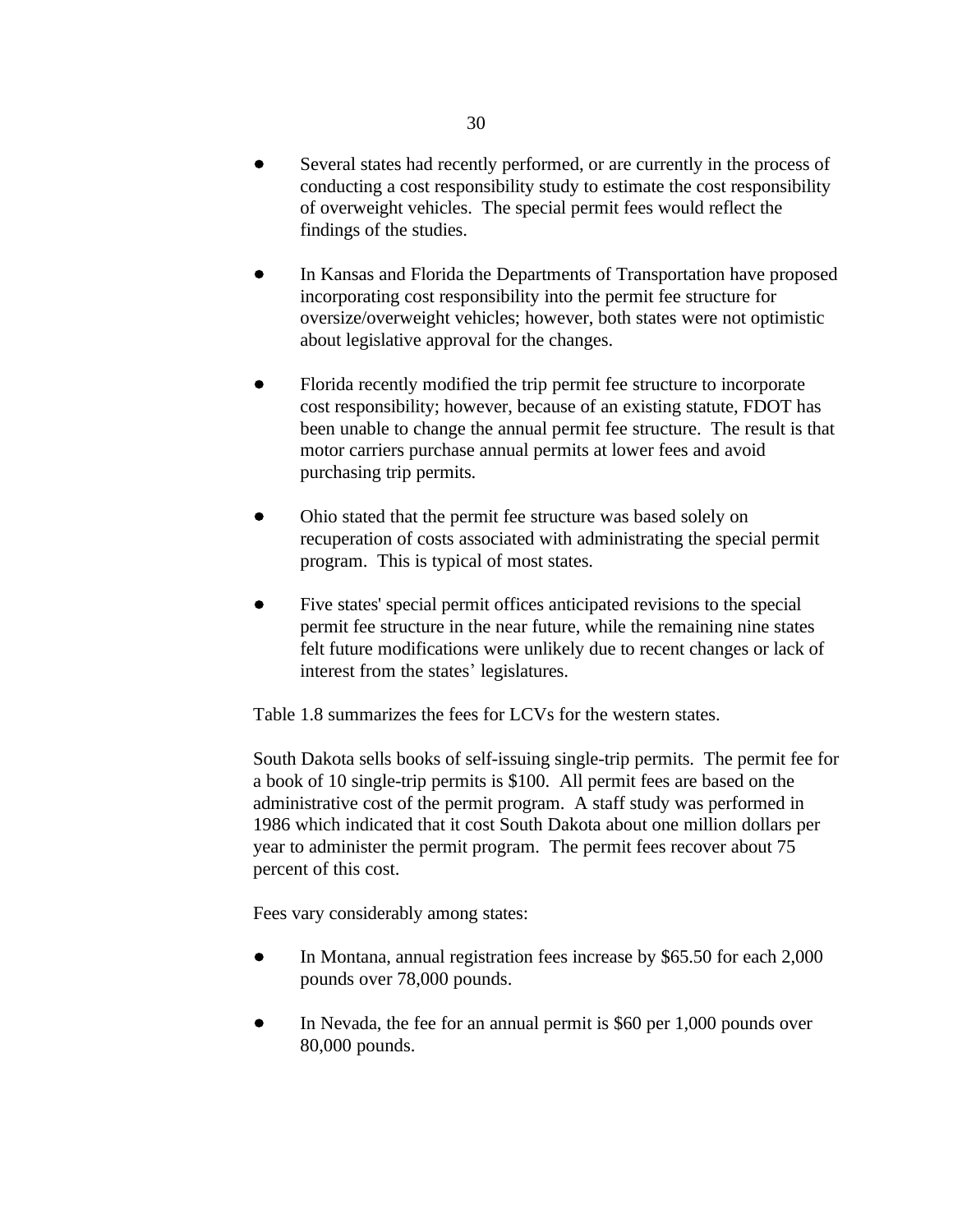- Several states had recently performed, or are currently in the process of conducting a cost responsibility study to estimate the cost responsibility of overweight vehicles. The special permit fees would reflect the findings of the studies.

- In Kansas and Florida the Departments of Transportation have proposed incorporating cost responsibility into the permit fee structure for oversize/overweight vehicles; however, both states were not optimistic about legislative approval for the changes.

- Florida recently modified the trip permit fee structure to incorporate cost responsibility; however, because of an existing statute, FDOT has been unable to change the annual permit fee structure. The result is that motor carriers purchase annual permits at lower fees and avoid purchasing trip permits.

- Ohio stated that the permit fee structure was based solely on recuperation of costs associated with administrating the special permit program. This is typical of most states.

- Five states' special permit offices anticipated revisions to the special permit fee structure in the near future, while the remaining nine states felt future modifications were unlikely due to recent changes or lack of interest from the states' legislatures.

Table 1.8 summarizes the fees for LCVs for the western states.

South Dakota sells books of self-issuing single-trip permits. The permit fee for a book of 10 single-trip permits is $100. All permit fees are based on the administrative cost of the permit program. A staff study was performed in 1986 which indicated that it cost South Dakota about one million dollars per year to administer the permit program. The permit fees recover about 75 percent of this cost.

Fees vary considerably among states:

- In Montana, annual registration fees increase by $65.50 for each 2,000 pounds over 78,000 pounds.

- In Nevada, the fee for an annual permit is $60 per 1,000 pounds over 80,000 pounds.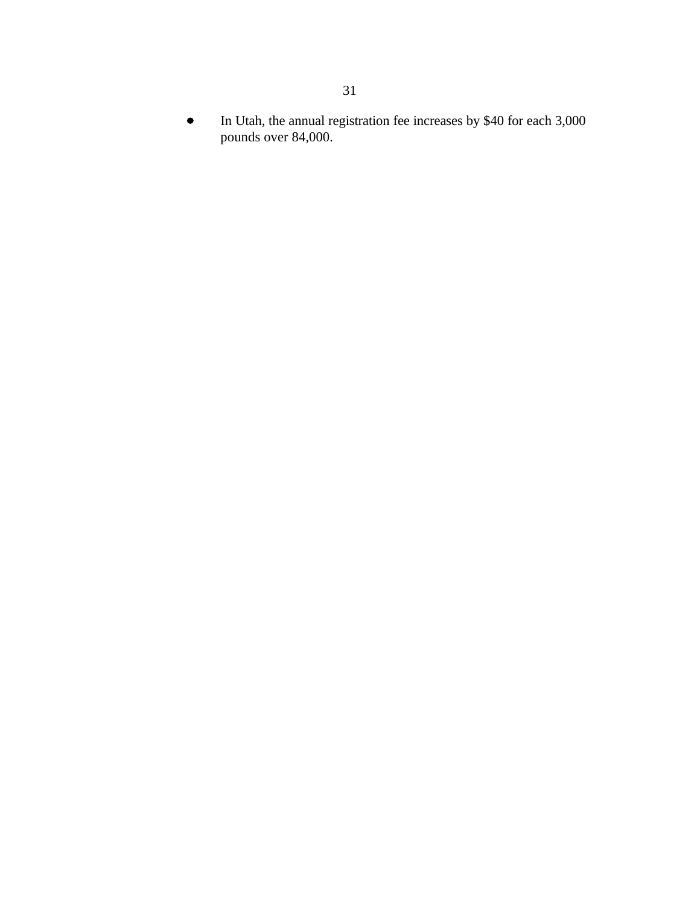- In Utah, the annual registration fee increases by $40 for each 3,000 pounds over 84,000.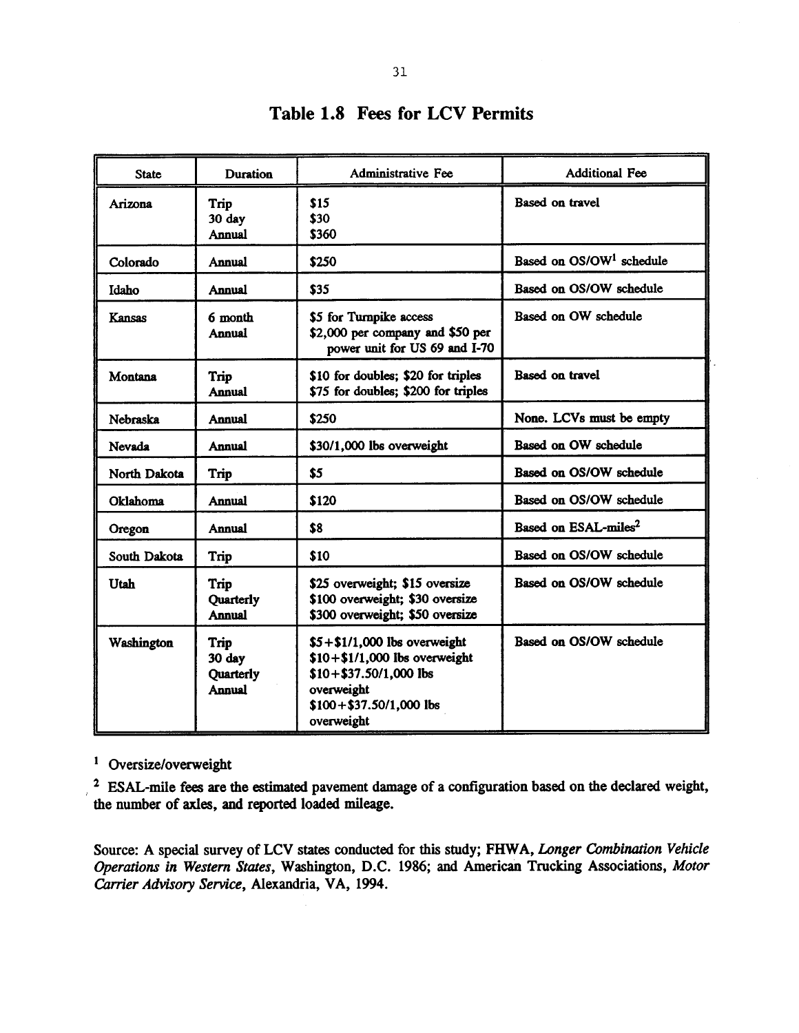# Table 1.8 Fees for LCV Permits

| State | Duration | Administrative Fee | Additional Fee |
|---|---|---|---|
| Arizona | Trip<br>30 day<br>Annual | $15<br>$30<br>$360 | Based on travel |
| Colorado | Annual | $250 | Based on OS/OW[1] schedule |
| Idaho | Annual | $35 | Based on OS/OW schedule |
| Kansas | 6 month<br>Annual | $5 for Turnpike access<br>$2,000 per company and $50 per power unit for US 69 and I-70 | Based on OW schedule |
| Montana | Trip<br>Annual | $10 for doubles; $20 for triples<br>$75 for doubles; $200 for triples | Based on travel |
| Nebraska | Annual | $250 | None. LCVs must be empty |
| Nevada | Annual | $30/1,000 lbs overweight | Based on OW schedule |
| North Dakota | Trip | $5 | Based on OS/OW schedule |
| Oklahoma | Annual | $120 | Based on OS/OW schedule |
| Oregon | Annual | $8 | Based on ESAL-miles[2] |
| South Dakota | Trip | $10 | Based on OS/OW schedule |
| Utah | Trip<br>Quarterly<br>Annual | $25 overweight; $15 oversize<br>$100 overweight; $30 oversize<br>$300 overweight; $50 oversize | Based on OS/OW schedule |
| Washington | Trip<br>30 day<br>Quarterly<br>Annual | $5+$1/1,000 lbs overweight<br>$10+$1/1,000 lbs overweight<br>$10+$37.50/1,000 lbs overweight<br>$100+$37.50/1,000 lbs overweight | Based on OS/OW schedule |

[1] Oversize/overweight

[2] ESAL-mile fees are the estimated pavement damage of a configuration based on the declared weight, the number of axles, and reported loaded mileage.

Source: A special survey of LCV states conducted for this study; FHWA, *Longer Combination Vehicle Operations in Western States*, Washington, D.C. 1986; and American Trucking Associations, *Motor Carrier Advisory Service*, Alexandria, VA, 1994.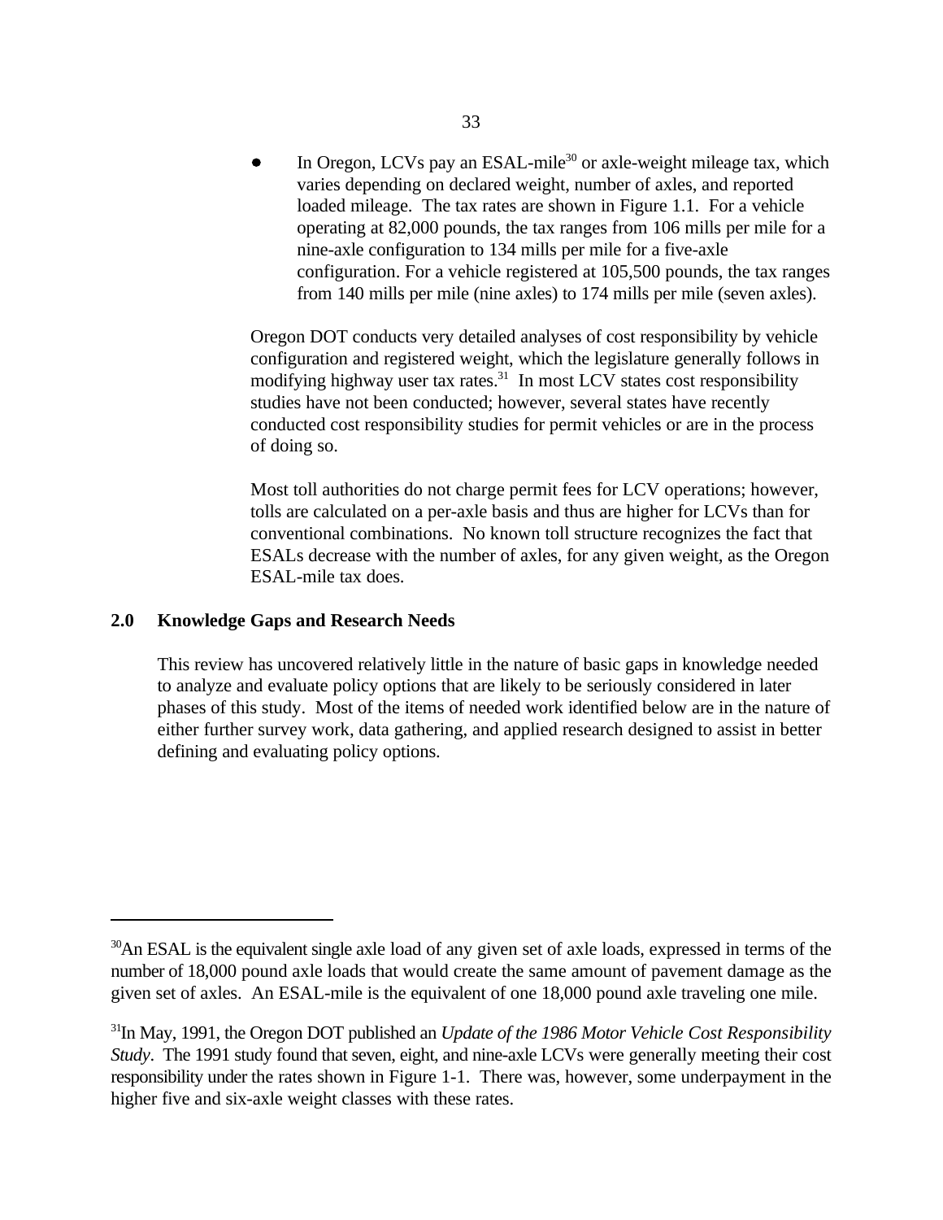- In Oregon, LCVs pay an ESAL-mile[30] or axle-weight mileage tax, which varies depending on declared weight, number of axles, and reported loaded mileage. The tax rates are shown in Figure 1.1. For a vehicle operating at 82,000 pounds, the tax ranges from 106 mills per mile for a nine-axle configuration to 134 mills per mile for a five-axle configuration. For a vehicle registered at 105,500 pounds, the tax ranges from 140 mills per mile (nine axles) to 174 mills per mile (seven axles).

Oregon DOT conducts very detailed analyses of cost responsibility by vehicle configuration and registered weight, which the legislature generally follows in modifying highway user tax rates.[31] In most LCV states cost responsibility studies have not been conducted; however, several states have recently conducted cost responsibility studies for permit vehicles or are in the process of doing so.

Most toll authorities do not charge permit fees for LCV operations; however, tolls are calculated on a per-axle basis and thus are higher for LCVs than for conventional combinations. No known toll structure recognizes the fact that ESALs decrease with the number of axles, for any given weight, as the Oregon ESAL-mile tax does.

## 2.0 Knowledge Gaps and Research Needs

This review has uncovered relatively little in the nature of basic gaps in knowledge needed to analyze and evaluate policy options that are likely to be seriously considered in later phases of this study. Most of the items of needed work identified below are in the nature of either further survey work, data gathering, and applied research designed to assist in better defining and evaluating policy options.

---

[30]An ESAL is the equivalent single axle load of any given set of axle loads, expressed in terms of the number of 18,000 pound axle loads that would create the same amount of pavement damage as the given set of axles. An ESAL-mile is the equivalent of one 18,000 pound axle traveling one mile.

[31]In May, 1991, the Oregon DOT published an *Update of the 1986 Motor Vehicle Cost Responsibility Study*. The 1991 study found that seven, eight, and nine-axle LCVs were generally meeting their cost responsibility under the rates shown in Figure 1-1. There was, however, some underpayment in the higher five and six-axle weight classes with these rates.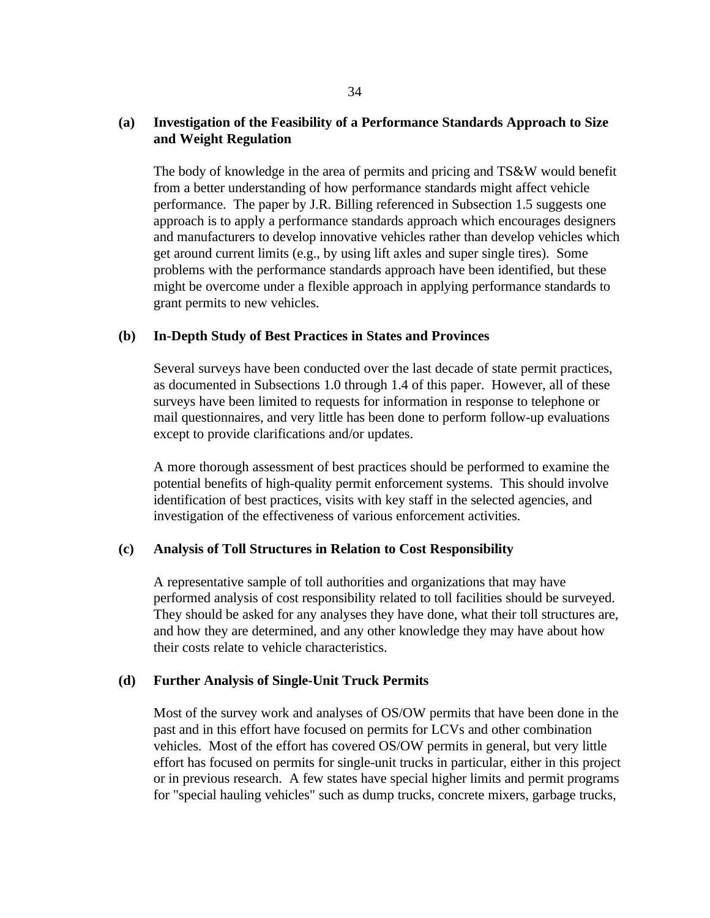**(a) Investigation of the Feasibility of a Performance Standards Approach to Size and Weight Regulation**

The body of knowledge in the area of permits and pricing and TS&W would benefit from a better understanding of how performance standards might affect vehicle performance. The paper by J.R. Billing referenced in Subsection 1.5 suggests one approach is to apply a performance standards approach which encourages designers and manufacturers to develop innovative vehicles rather than develop vehicles which get around current limits (e.g., by using lift axles and super single tires). Some problems with the performance standards approach have been identified, but these might be overcome under a flexible approach in applying performance standards to grant permits to new vehicles.

**(b) In-Depth Study of Best Practices in States and Provinces**

Several surveys have been conducted over the last decade of state permit practices, as documented in Subsections 1.0 through 1.4 of this paper. However, all of these surveys have been limited to requests for information in response to telephone or mail questionnaires, and very little has been done to perform follow-up evaluations except to provide clarifications and/or updates.

A more thorough assessment of best practices should be performed to examine the potential benefits of high-quality permit enforcement systems. This should involve identification of best practices, visits with key staff in the selected agencies, and investigation of the effectiveness of various enforcement activities.

**(c) Analysis of Toll Structures in Relation to Cost Responsibility**

A representative sample of toll authorities and organizations that may have performed analysis of cost responsibility related to toll facilities should be surveyed. They should be asked for any analyses they have done, what their toll structures are, and how they are determined, and any other knowledge they may have about how their costs relate to vehicle characteristics.

**(d) Further Analysis of Single-Unit Truck Permits**

Most of the survey work and analyses of OS/OW permits that have been done in the past and in this effort have focused on permits for LCVs and other combination vehicles. Most of the effort has covered OS/OW permits in general, but very little effort has focused on permits for single-unit trucks in particular, either in this project or in previous research. A few states have special higher limits and permit programs for "special hauling vehicles" such as dump trucks, concrete mixers, garbage trucks,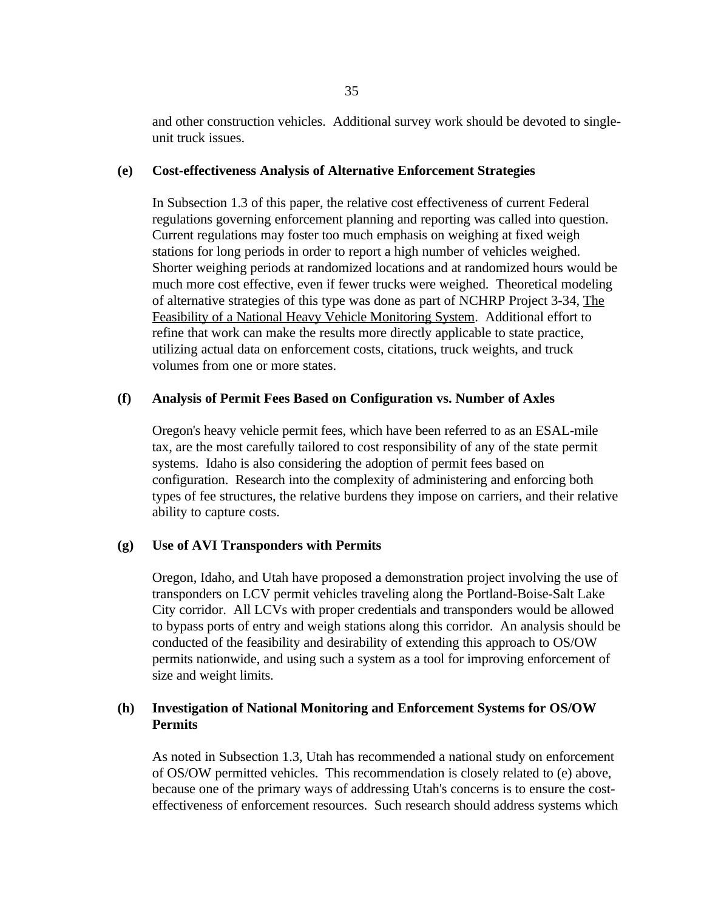and other construction vehicles. Additional survey work should be devoted to single-unit truck issues.

**(e) Cost-effectiveness Analysis of Alternative Enforcement Strategies**

In Subsection 1.3 of this paper, the relative cost effectiveness of current Federal regulations governing enforcement planning and reporting was called into question. Current regulations may foster too much emphasis on weighing at fixed weigh stations for long periods in order to report a high number of vehicles weighed. Shorter weighing periods at randomized locations and at randomized hours would be much more cost effective, even if fewer trucks were weighed. Theoretical modeling of alternative strategies of this type was done as part of NCHRP Project 3-34, The Feasibility of a National Heavy Vehicle Monitoring System. Additional effort to refine that work can make the results more directly applicable to state practice, utilizing actual data on enforcement costs, citations, truck weights, and truck volumes from one or more states.

**(f) Analysis of Permit Fees Based on Configuration vs. Number of Axles**

Oregon's heavy vehicle permit fees, which have been referred to as an ESAL-mile tax, are the most carefully tailored to cost responsibility of any of the state permit systems. Idaho is also considering the adoption of permit fees based on configuration. Research into the complexity of administering and enforcing both types of fee structures, the relative burdens they impose on carriers, and their relative ability to capture costs.

**(g) Use of AVI Transponders with Permits**

Oregon, Idaho, and Utah have proposed a demonstration project involving the use of transponders on LCV permit vehicles traveling along the Portland-Boise-Salt Lake City corridor. All LCVs with proper credentials and transponders would be allowed to bypass ports of entry and weigh stations along this corridor. An analysis should be conducted of the feasibility and desirability of extending this approach to OS/OW permits nationwide, and using such a system as a tool for improving enforcement of size and weight limits.

**(h) Investigation of National Monitoring and Enforcement Systems for OS/OW Permits**

As noted in Subsection 1.3, Utah has recommended a national study on enforcement of OS/OW permitted vehicles. This recommendation is closely related to (e) above, because one of the primary ways of addressing Utah's concerns is to ensure the cost-effectiveness of enforcement resources. Such research should address systems which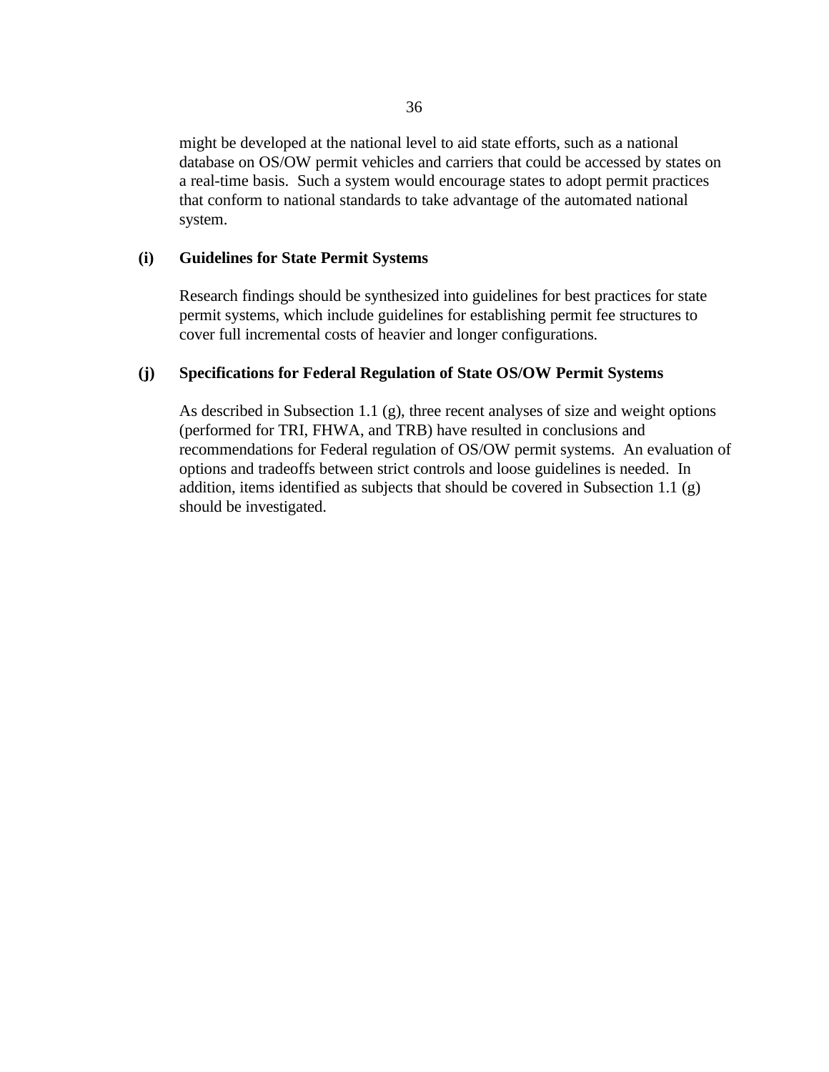might be developed at the national level to aid state efforts, such as a national database on OS/OW permit vehicles and carriers that could be accessed by states on a real-time basis. Such a system would encourage states to adopt permit practices that conform to national standards to take advantage of the automated national system.

**(i) Guidelines for State Permit Systems**

Research findings should be synthesized into guidelines for best practices for state permit systems, which include guidelines for establishing permit fee structures to cover full incremental costs of heavier and longer configurations.

**(j) Specifications for Federal Regulation of State OS/OW Permit Systems**

As described in Subsection 1.1 (g), three recent analyses of size and weight options (performed for TRI, FHWA, and TRB) have resulted in conclusions and recommendations for Federal regulation of OS/OW permit systems. An evaluation of options and tradeoffs between strict controls and loose guidelines is needed. In addition, items identified as subjects that should be covered in Subsection 1.1 (g) should be investigated.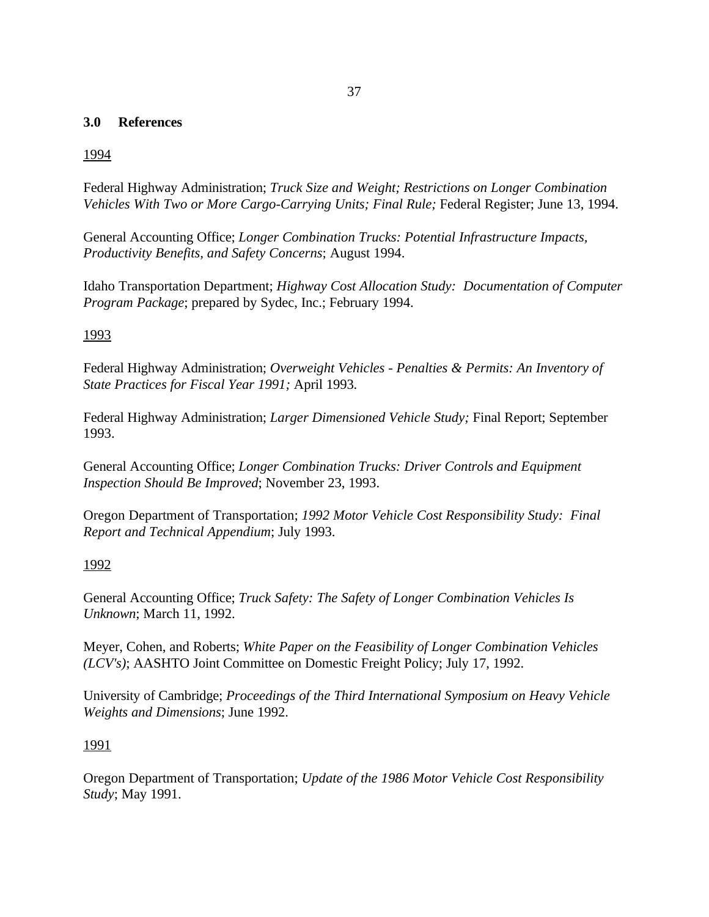## 3.0 References

<u>1994</u>

Federal Highway Administration; *Truck Size and Weight; Restrictions on Longer Combination Vehicles With Two or More Cargo-Carrying Units; Final Rule;* Federal Register; June 13, 1994.

General Accounting Office; *Longer Combination Trucks: Potential Infrastructure Impacts, Productivity Benefits, and Safety Concerns*; August 1994.

Idaho Transportation Department; *Highway Cost Allocation Study: Documentation of Computer Program Package*; prepared by Sydec, Inc.; February 1994.

<u>1993</u>

Federal Highway Administration; *Overweight Vehicles - Penalties & Permits: An Inventory of State Practices for Fiscal Year 1991;* April 1993.

Federal Highway Administration; *Larger Dimensioned Vehicle Study;* Final Report; September 1993.

General Accounting Office; *Longer Combination Trucks: Driver Controls and Equipment Inspection Should Be Improved*; November 23, 1993.

Oregon Department of Transportation; *1992 Motor Vehicle Cost Responsibility Study: Final Report and Technical Appendium*; July 1993.

<u>1992</u>

General Accounting Office; *Truck Safety: The Safety of Longer Combination Vehicles Is Unknown*; March 11, 1992.

Meyer, Cohen, and Roberts; *White Paper on the Feasibility of Longer Combination Vehicles (LCV's)*; AASHTO Joint Committee on Domestic Freight Policy; July 17, 1992.

University of Cambridge; *Proceedings of the Third International Symposium on Heavy Vehicle Weights and Dimensions*; June 1992.

<u>1991</u>

Oregon Department of Transportation; *Update of the 1986 Motor Vehicle Cost Responsibility Study*; May 1991.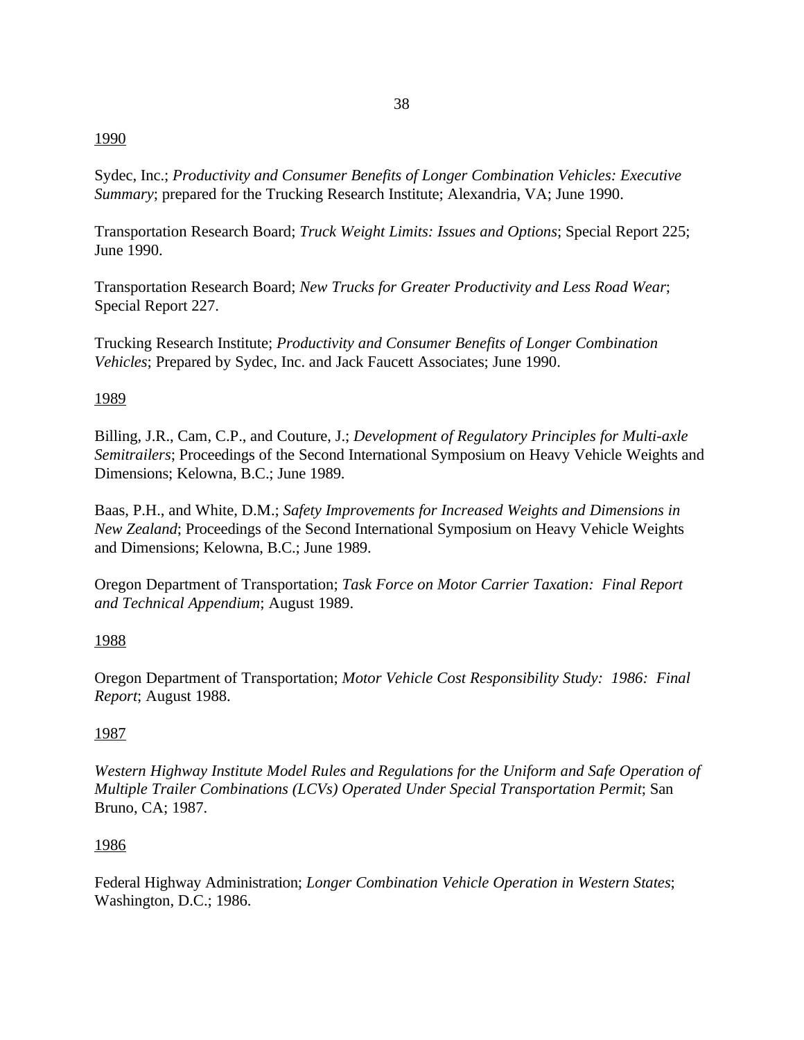<u>1990</u>

Sydec, Inc.; *Productivity and Consumer Benefits of Longer Combination Vehicles: Executive Summary*; prepared for the Trucking Research Institute; Alexandria, VA; June 1990.

Transportation Research Board; *Truck Weight Limits: Issues and Options*; Special Report 225; June 1990.

Transportation Research Board; *New Trucks for Greater Productivity and Less Road Wear*; Special Report 227.

Trucking Research Institute; *Productivity and Consumer Benefits of Longer Combination Vehicles*; Prepared by Sydec, Inc. and Jack Faucett Associates; June 1990.

<u>1989</u>

Billing, J.R., Cam, C.P., and Couture, J.; *Development of Regulatory Principles for Multi-axle Semitrailers*; Proceedings of the Second International Symposium on Heavy Vehicle Weights and Dimensions; Kelowna, B.C.; June 1989.

Baas, P.H., and White, D.M.; *Safety Improvements for Increased Weights and Dimensions in New Zealand*; Proceedings of the Second International Symposium on Heavy Vehicle Weights and Dimensions; Kelowna, B.C.; June 1989.

Oregon Department of Transportation; *Task Force on Motor Carrier Taxation: Final Report and Technical Appendium*; August 1989.

<u>1988</u>

Oregon Department of Transportation; *Motor Vehicle Cost Responsibility Study: 1986: Final Report*; August 1988.

<u>1987</u>

*Western Highway Institute Model Rules and Regulations for the Uniform and Safe Operation of Multiple Trailer Combinations (LCVs) Operated Under Special Transportation Permit*; San Bruno, CA; 1987.

<u>1986</u>

Federal Highway Administration; *Longer Combination Vehicle Operation in Western States*; Washington, D.C.; 1986.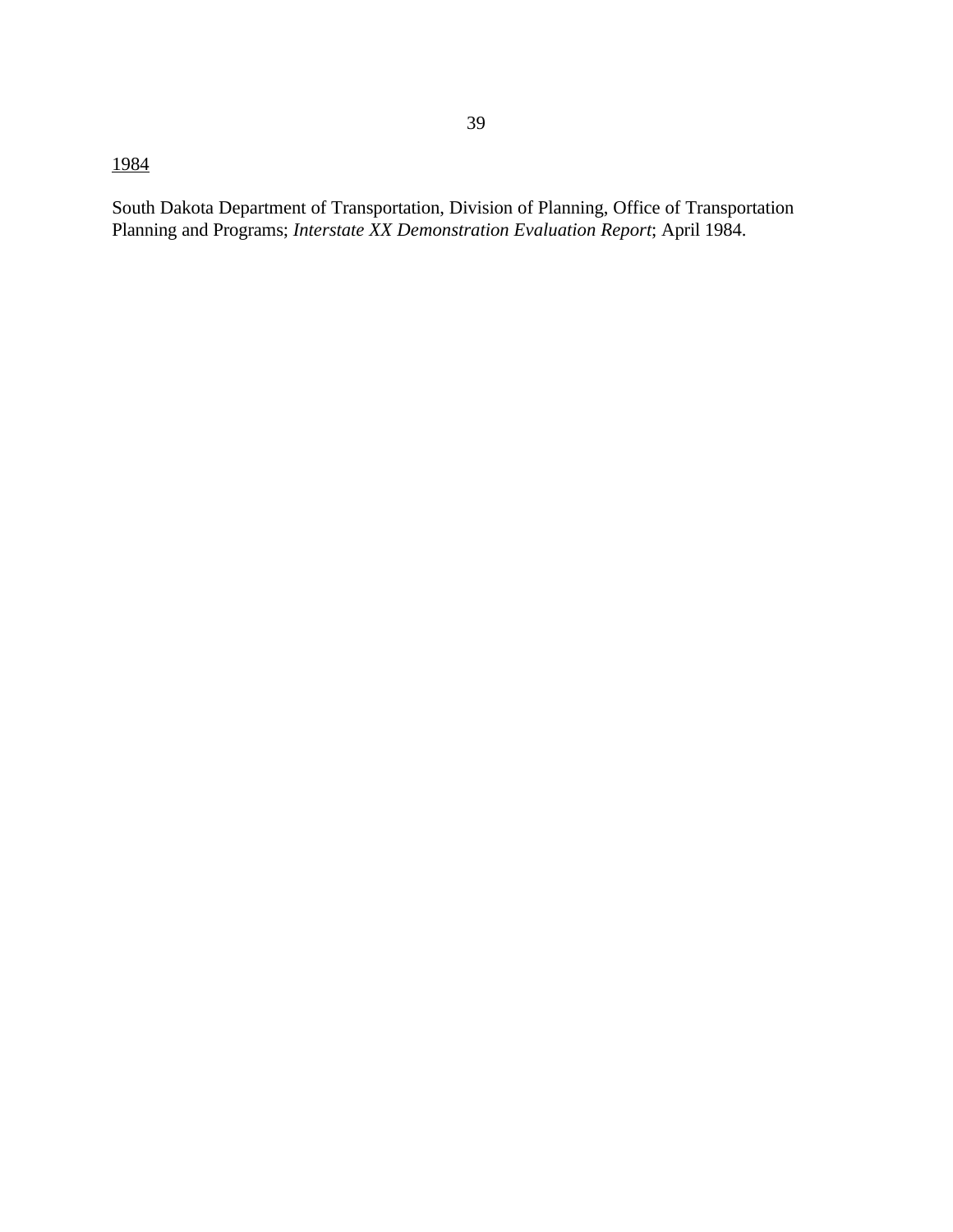1984

South Dakota Department of Transportation, Division of Planning, Office of Transportation Planning and Programs; *Interstate XX Demonstration Evaluation Report*; April 1984.